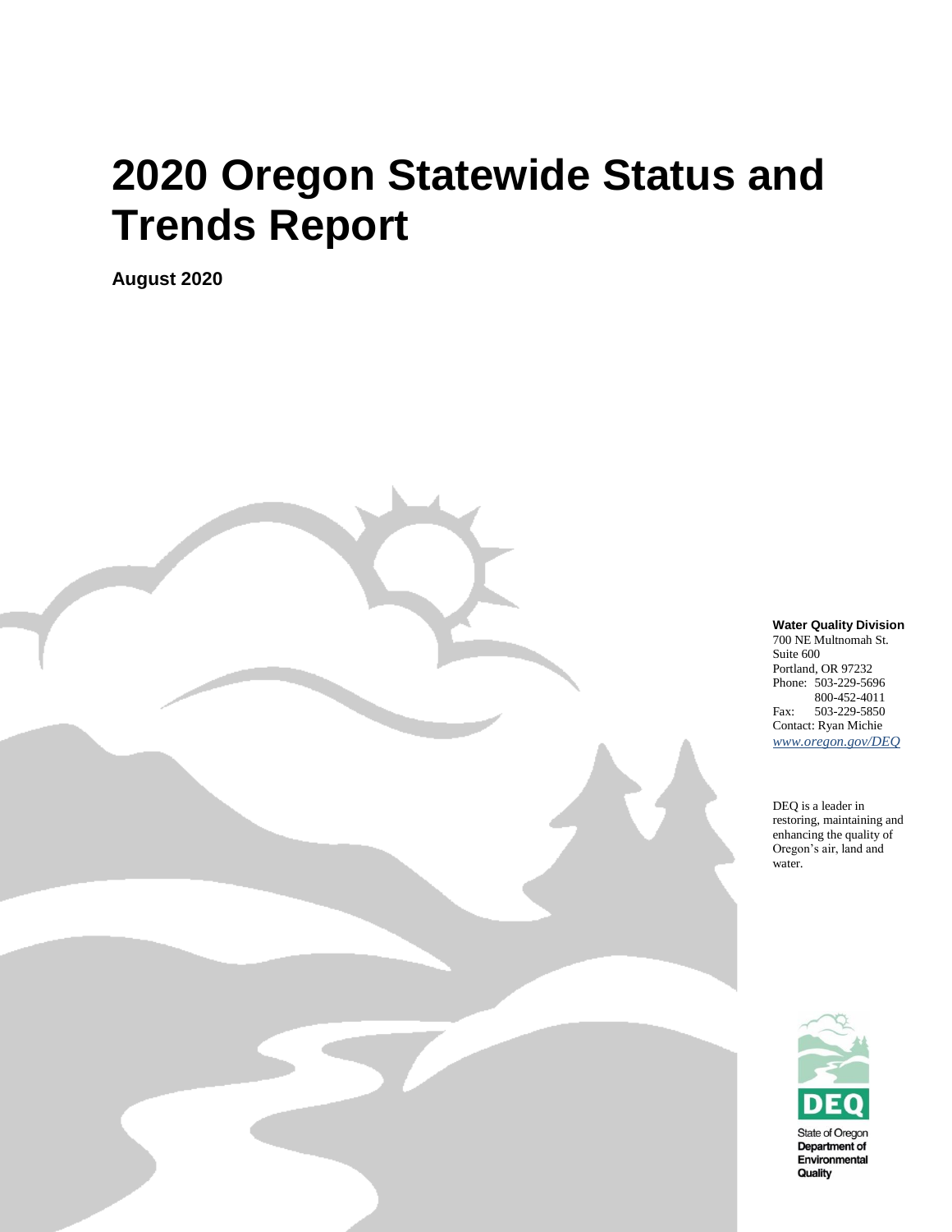# 2020 Oregon Statewide Status and Trends Report

**August 2020**

**Water Quality Division**
700 NE Multnomah St.
Suite 600
Portland, OR 97232
Phone: 503-229-5696
800-452-4011
Fax: 503-229-5850
Contact: Ryan Michie
*www.oregon.gov/DEQ*

DEQ is a leader in restoring, maintaining and enhancing the quality of Oregon's air, land and water.

DEQ
State of Oregon
Department of Environmental Quality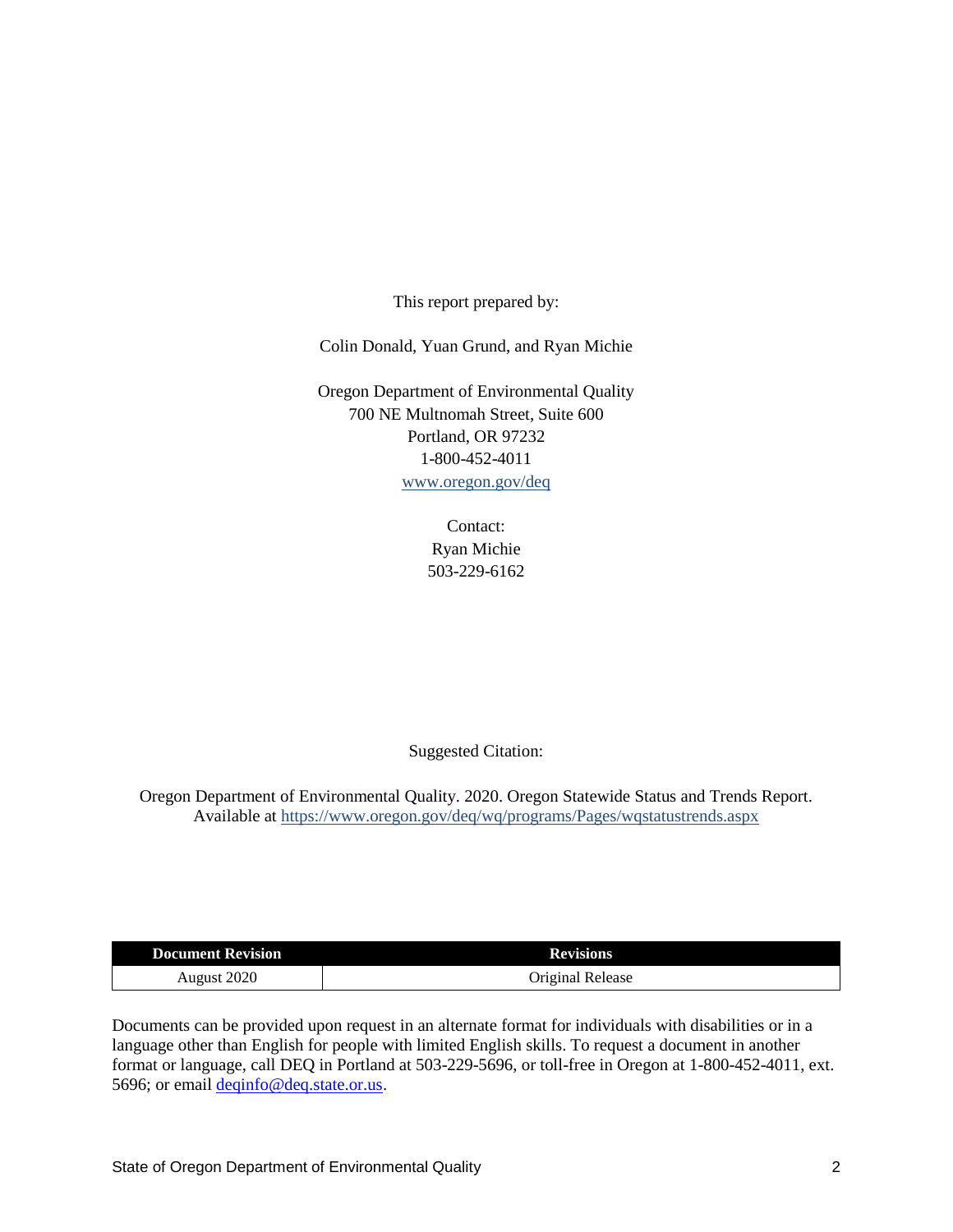This report prepared by:

Colin Donald, Yuan Grund, and Ryan Michie

Oregon Department of Environmental Quality
700 NE Multnomah Street, Suite 600
Portland, OR 97232
1-800-452-4011
www.oregon.gov/deq

Contact:
Ryan Michie
503-229-6162

Suggested Citation:

Oregon Department of Environmental Quality. 2020. Oregon Statewide Status and Trends Report. Available at https://www.oregon.gov/deq/wq/programs/Pages/wqstatustrends.aspx

| Document Revision | Revisions |
| --- | --- |
| August 2020 | Original Release |

Documents can be provided upon request in an alternate format for individuals with disabilities or in a language other than English for people with limited English skills. To request a document in another format or language, call DEQ in Portland at 503-229-5696, or toll-free in Oregon at 1-800-452-4011, ext. 5696; or email deqinfo@deq.state.or.us.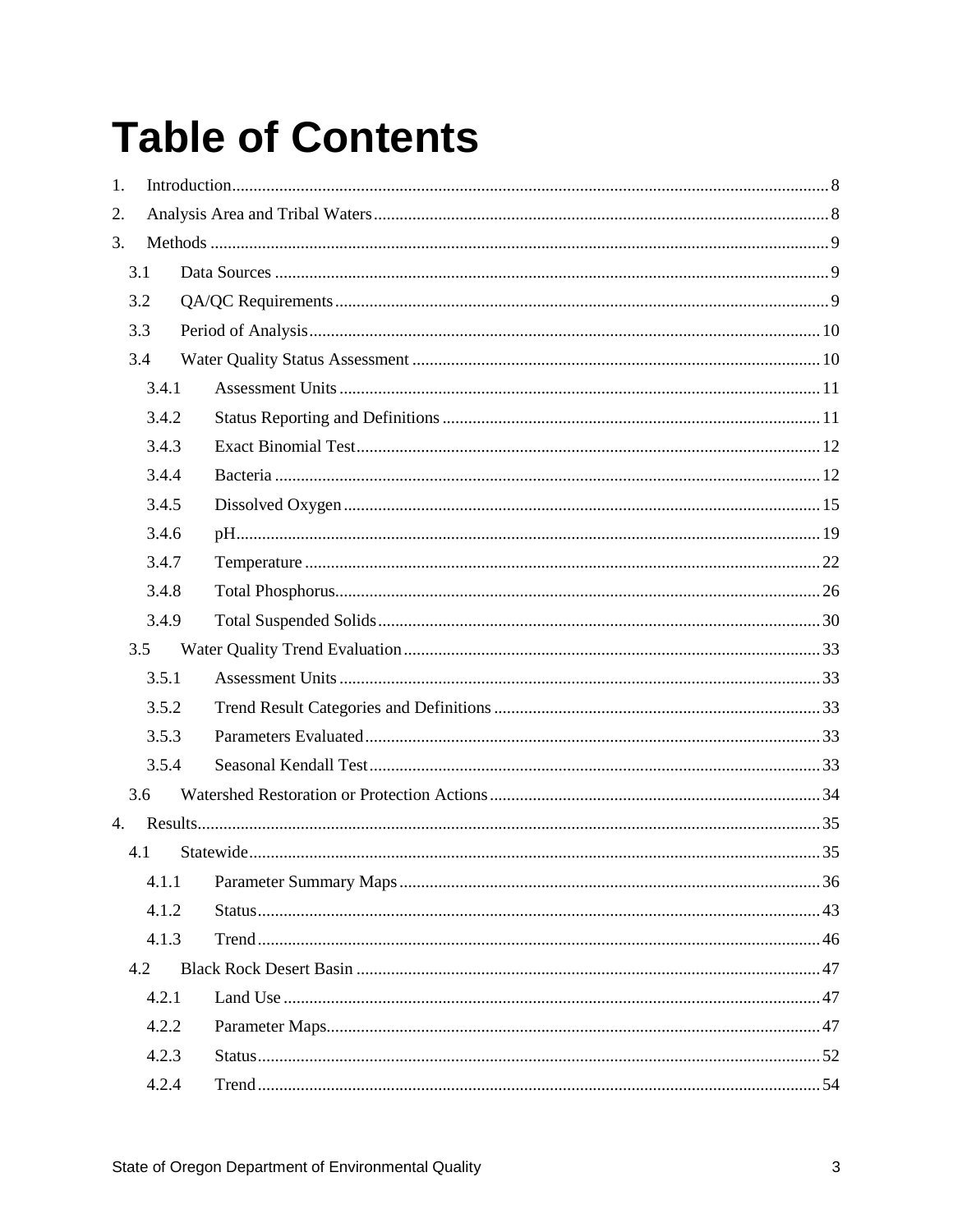# Table of Contents

1. Introduction ........ 8
2. Analysis Area and Tribal Waters ........ 8
3. Methods ........ 9
   - 3.1 Data Sources ........ 9
   - 3.2 QA/QC Requirements ........ 9
   - 3.3 Period of Analysis ........ 10
   - 3.4 Water Quality Status Assessment ........ 10
     - 3.4.1 Assessment Units ........ 11
     - 3.4.2 Status Reporting and Definitions ........ 11
     - 3.4.3 Exact Binomial Test ........ 12
     - 3.4.4 Bacteria ........ 12
     - 3.4.5 Dissolved Oxygen ........ 15
     - 3.4.6 pH ........ 19
     - 3.4.7 Temperature ........ 22
     - 3.4.8 Total Phosphorus ........ 26
     - 3.4.9 Total Suspended Solids ........ 30
   - 3.5 Water Quality Trend Evaluation ........ 33
     - 3.5.1 Assessment Units ........ 33
     - 3.5.2 Trend Result Categories and Definitions ........ 33
     - 3.5.3 Parameters Evaluated ........ 33
     - 3.5.4 Seasonal Kendall Test ........ 33
   - 3.6 Watershed Restoration or Protection Actions ........ 34
4. Results ........ 35
   - 4.1 Statewide ........ 35
     - 4.1.1 Parameter Summary Maps ........ 36
     - 4.1.2 Status ........ 43
     - 4.1.3 Trend ........ 46
   - 4.2 Black Rock Desert Basin ........ 47
     - 4.2.1 Land Use ........ 47
     - 4.2.2 Parameter Maps ........ 47
     - 4.2.3 Status ........ 52
     - 4.2.4 Trend ........ 54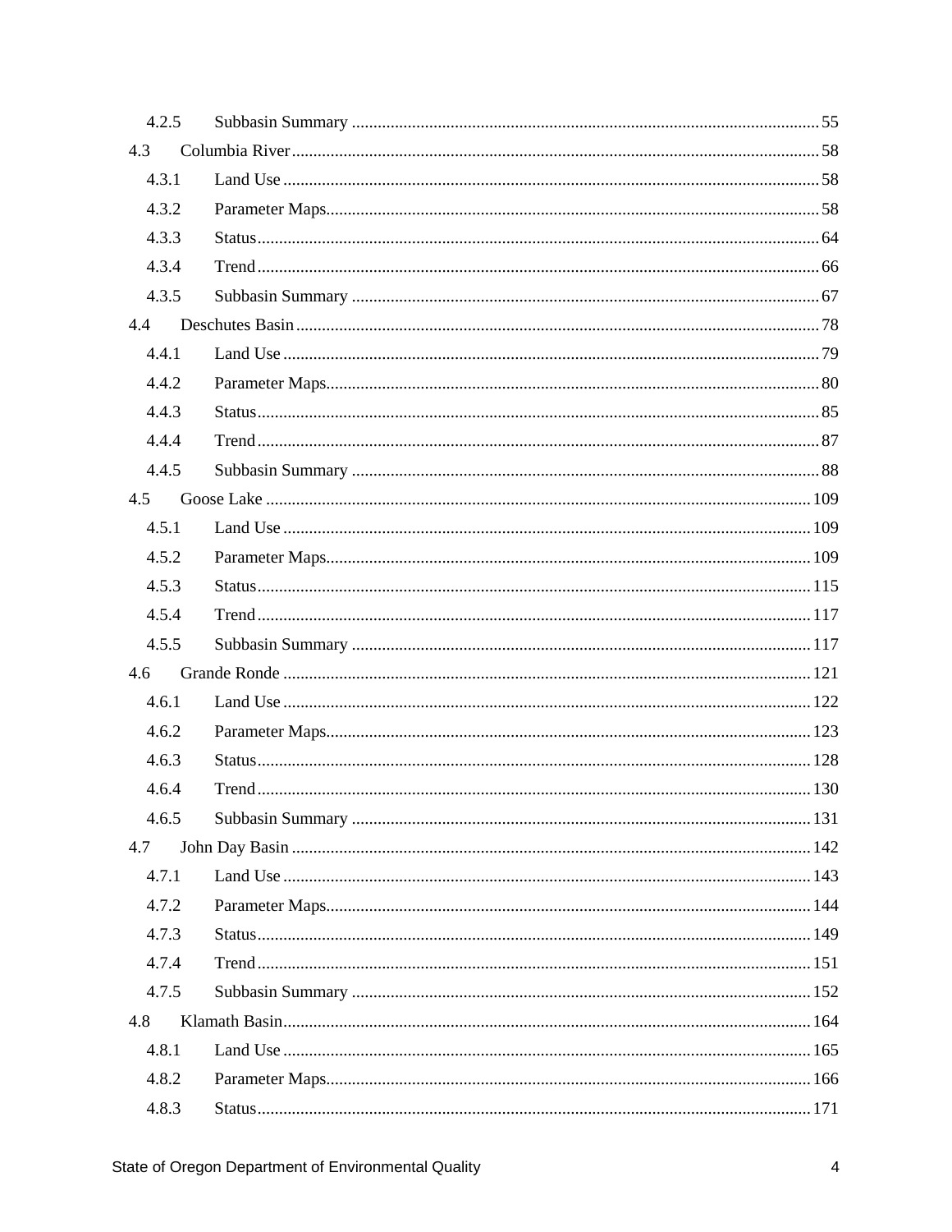4.2.5 Subbasin Summary ........ 55

4.3 Columbia River ........ 58

4.3.1 Land Use ........ 58

4.3.2 Parameter Maps ........ 58

4.3.3 Status ........ 64

4.3.4 Trend ........ 66

4.3.5 Subbasin Summary ........ 67

4.4 Deschutes Basin ........ 78

4.4.1 Land Use ........ 79

4.4.2 Parameter Maps ........ 80

4.4.3 Status ........ 85

4.4.4 Trend ........ 87

4.4.5 Subbasin Summary ........ 88

4.5 Goose Lake ........ 109

4.5.1 Land Use ........ 109

4.5.2 Parameter Maps ........ 109

4.5.3 Status ........ 115

4.5.4 Trend ........ 117

4.5.5 Subbasin Summary ........ 117

4.6 Grande Ronde ........ 121

4.6.1 Land Use ........ 122

4.6.2 Parameter Maps ........ 123

4.6.3 Status ........ 128

4.6.4 Trend ........ 130

4.6.5 Subbasin Summary ........ 131

4.7 John Day Basin ........ 142

4.7.1 Land Use ........ 143

4.7.2 Parameter Maps ........ 144

4.7.3 Status ........ 149

4.7.4 Trend ........ 151

4.7.5 Subbasin Summary ........ 152

4.8 Klamath Basin ........ 164

4.8.1 Land Use ........ 165

4.8.2 Parameter Maps ........ 166

4.8.3 Status ........ 171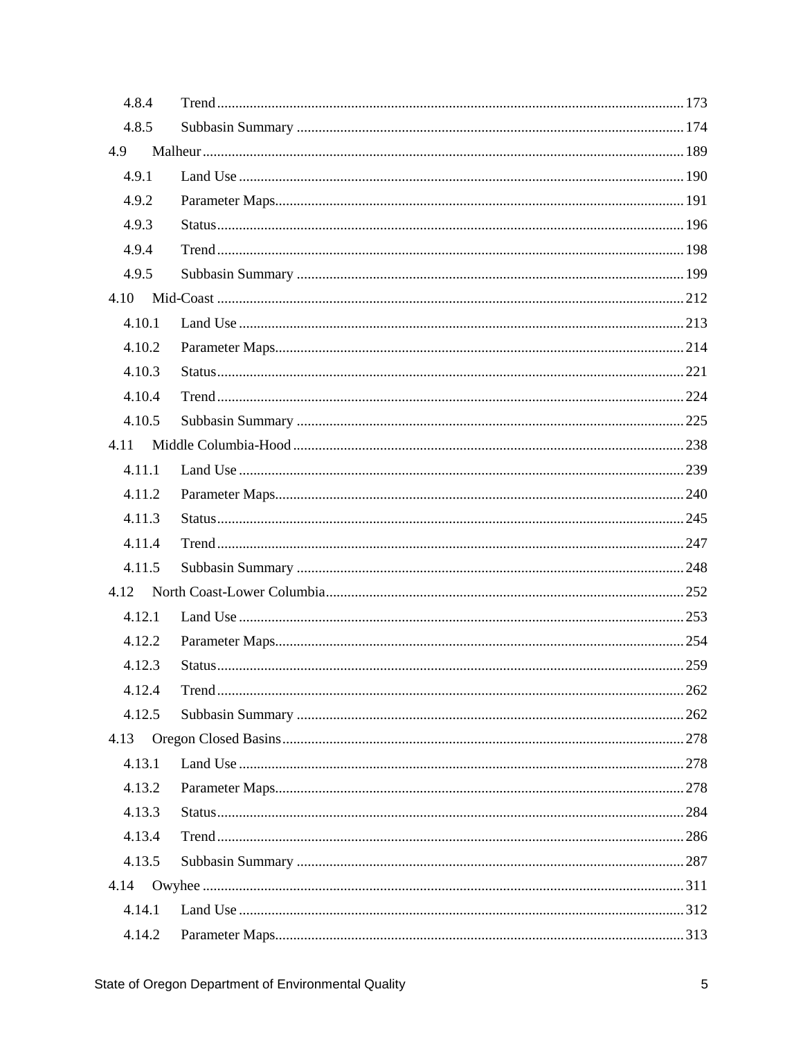4.8.4 Trend ..... 173

4.8.5 Subbasin Summary ..... 174

4.9 Malheur ..... 189

4.9.1 Land Use ..... 190

4.9.2 Parameter Maps ..... 191

4.9.3 Status ..... 196

4.9.4 Trend ..... 198

4.9.5 Subbasin Summary ..... 199

4.10 Mid-Coast ..... 212

4.10.1 Land Use ..... 213

4.10.2 Parameter Maps ..... 214

4.10.3 Status ..... 221

4.10.4 Trend ..... 224

4.10.5 Subbasin Summary ..... 225

4.11 Middle Columbia-Hood ..... 238

4.11.1 Land Use ..... 239

4.11.2 Parameter Maps ..... 240

4.11.3 Status ..... 245

4.11.4 Trend ..... 247

4.11.5 Subbasin Summary ..... 248

4.12 North Coast-Lower Columbia ..... 252

4.12.1 Land Use ..... 253

4.12.2 Parameter Maps ..... 254

4.12.3 Status ..... 259

4.12.4 Trend ..... 262

4.12.5 Subbasin Summary ..... 262

4.13 Oregon Closed Basins ..... 278

4.13.1 Land Use ..... 278

4.13.2 Parameter Maps ..... 278

4.13.3 Status ..... 284

4.13.4 Trend ..... 286

4.13.5 Subbasin Summary ..... 287

4.14 Owyhee ..... 311

4.14.1 Land Use ..... 312

4.14.2 Parameter Maps ..... 313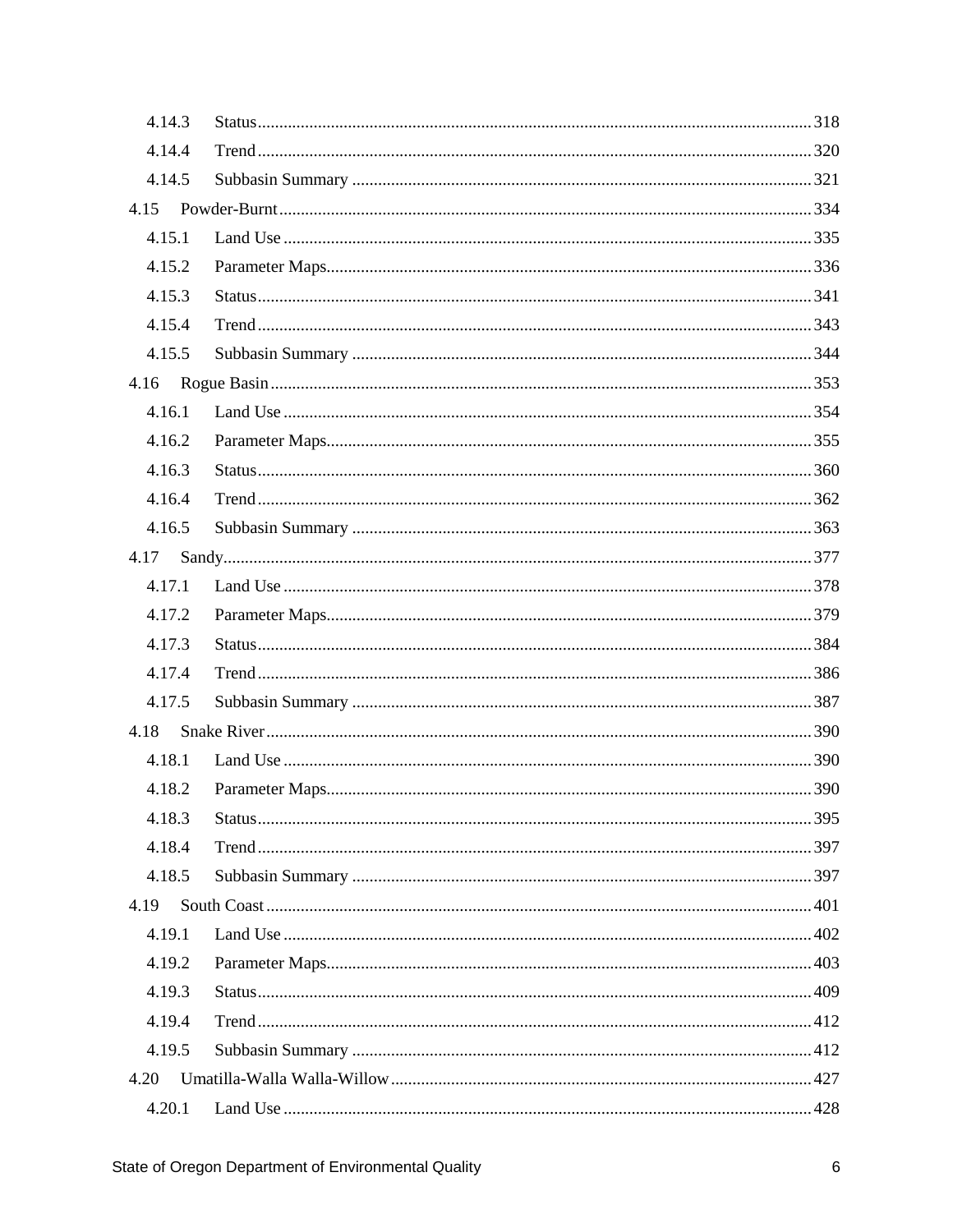4.14.3 Status ........ 318

4.14.4 Trend ........ 320

4.14.5 Subbasin Summary ........ 321

4.15 Powder-Burnt ........ 334

4.15.1 Land Use ........ 335

4.15.2 Parameter Maps ........ 336

4.15.3 Status ........ 341

4.15.4 Trend ........ 343

4.15.5 Subbasin Summary ........ 344

4.16 Rogue Basin ........ 353

4.16.1 Land Use ........ 354

4.16.2 Parameter Maps ........ 355

4.16.3 Status ........ 360

4.16.4 Trend ........ 362

4.16.5 Subbasin Summary ........ 363

4.17 Sandy ........ 377

4.17.1 Land Use ........ 378

4.17.2 Parameter Maps ........ 379

4.17.3 Status ........ 384

4.17.4 Trend ........ 386

4.17.5 Subbasin Summary ........ 387

4.18 Snake River ........ 390

4.18.1 Land Use ........ 390

4.18.2 Parameter Maps ........ 390

4.18.3 Status ........ 395

4.18.4 Trend ........ 397

4.18.5 Subbasin Summary ........ 397

4.19 South Coast ........ 401

4.19.1 Land Use ........ 402

4.19.2 Parameter Maps ........ 403

4.19.3 Status ........ 409

4.19.4 Trend ........ 412

4.19.5 Subbasin Summary ........ 412

4.20 Umatilla-Walla Walla-Willow ........ 427

4.20.1 Land Use ........ 428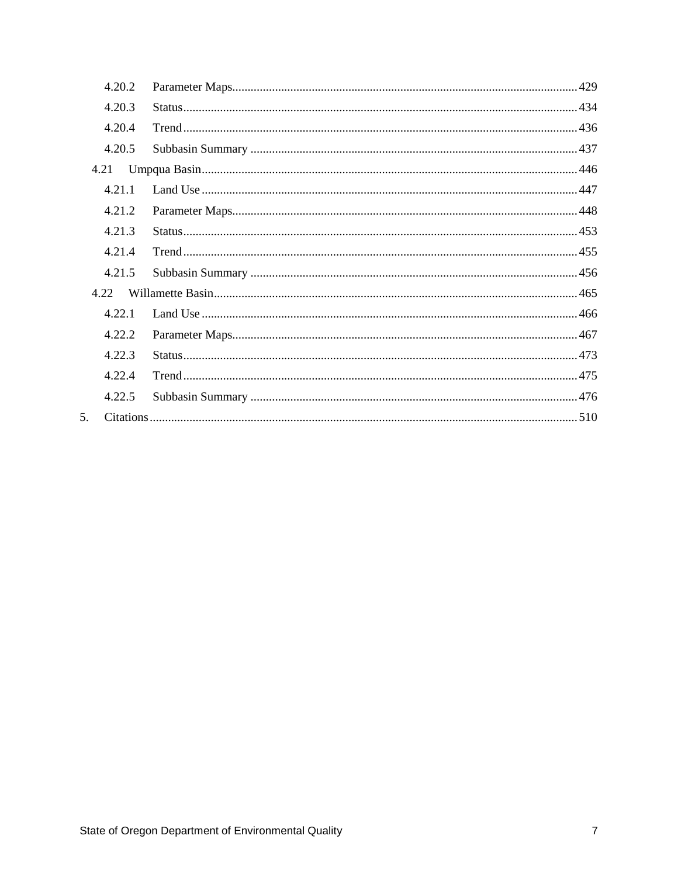- 4.20.2 Parameter Maps ........ 429
- 4.20.3 Status ........ 434
- 4.20.4 Trend ........ 436
- 4.20.5 Subbasin Summary ........ 437
- 4.21 Umpqua Basin ........ 446
  - 4.21.1 Land Use ........ 447
  - 4.21.2 Parameter Maps ........ 448
  - 4.21.3 Status ........ 453
  - 4.21.4 Trend ........ 455
  - 4.21.5 Subbasin Summary ........ 456
- 4.22 Willamette Basin ........ 465
  - 4.22.1 Land Use ........ 466
  - 4.22.2 Parameter Maps ........ 467
  - 4.22.3 Status ........ 473
  - 4.22.4 Trend ........ 475
  - 4.22.5 Subbasin Summary ........ 476

5. Citations ........ 510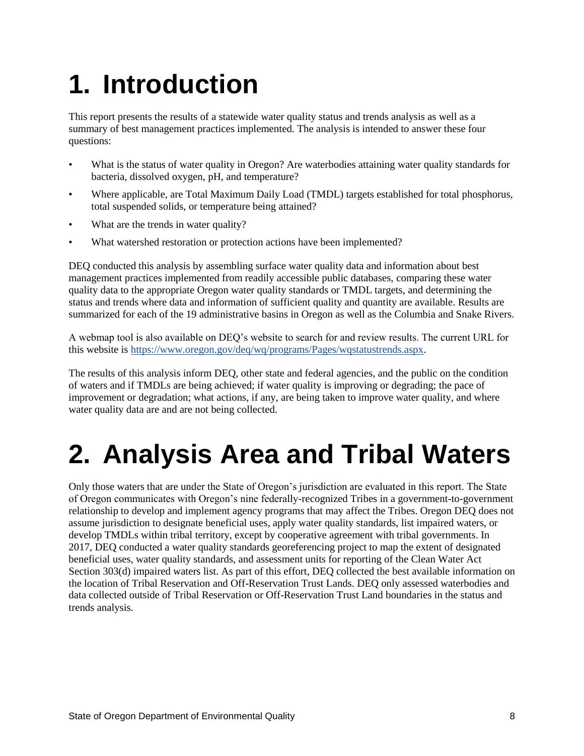# 1. Introduction

This report presents the results of a statewide water quality status and trends analysis as well as a summary of best management practices implemented. The analysis is intended to answer these four questions:

- What is the status of water quality in Oregon? Are waterbodies attaining water quality standards for bacteria, dissolved oxygen, pH, and temperature?
- Where applicable, are Total Maximum Daily Load (TMDL) targets established for total phosphorus, total suspended solids, or temperature being attained?
- What are the trends in water quality?
- What watershed restoration or protection actions have been implemented?

DEQ conducted this analysis by assembling surface water quality data and information about best management practices implemented from readily accessible public databases, comparing these water quality data to the appropriate Oregon water quality standards or TMDL targets, and determining the status and trends where data and information of sufficient quality and quantity are available. Results are summarized for each of the 19 administrative basins in Oregon as well as the Columbia and Snake Rivers.

A webmap tool is also available on DEQ's website to search for and review results. The current URL for this website is [https://www.oregon.gov/deq/wq/programs/Pages/wqstatustrends.aspx](https://www.oregon.gov/deq/wq/programs/Pages/wqstatustrends.aspx).

The results of this analysis inform DEQ, other state and federal agencies, and the public on the condition of waters and if TMDLs are being achieved; if water quality is improving or degrading; the pace of improvement or degradation; what actions, if any, are being taken to improve water quality, and where water quality data are and are not being collected.

# 2. Analysis Area and Tribal Waters

Only those waters that are under the State of Oregon's jurisdiction are evaluated in this report. The State of Oregon communicates with Oregon's nine federally-recognized Tribes in a government-to-government relationship to develop and implement agency programs that may affect the Tribes. Oregon DEQ does not assume jurisdiction to designate beneficial uses, apply water quality standards, list impaired waters, or develop TMDLs within tribal territory, except by cooperative agreement with tribal governments. In 2017, DEQ conducted a water quality standards georeferencing project to map the extent of designated beneficial uses, water quality standards, and assessment units for reporting of the Clean Water Act Section 303(d) impaired waters list. As part of this effort, DEQ collected the best available information on the location of Tribal Reservation and Off-Reservation Trust Lands. DEQ only assessed waterbodies and data collected outside of Tribal Reservation or Off-Reservation Trust Land boundaries in the status and trends analysis.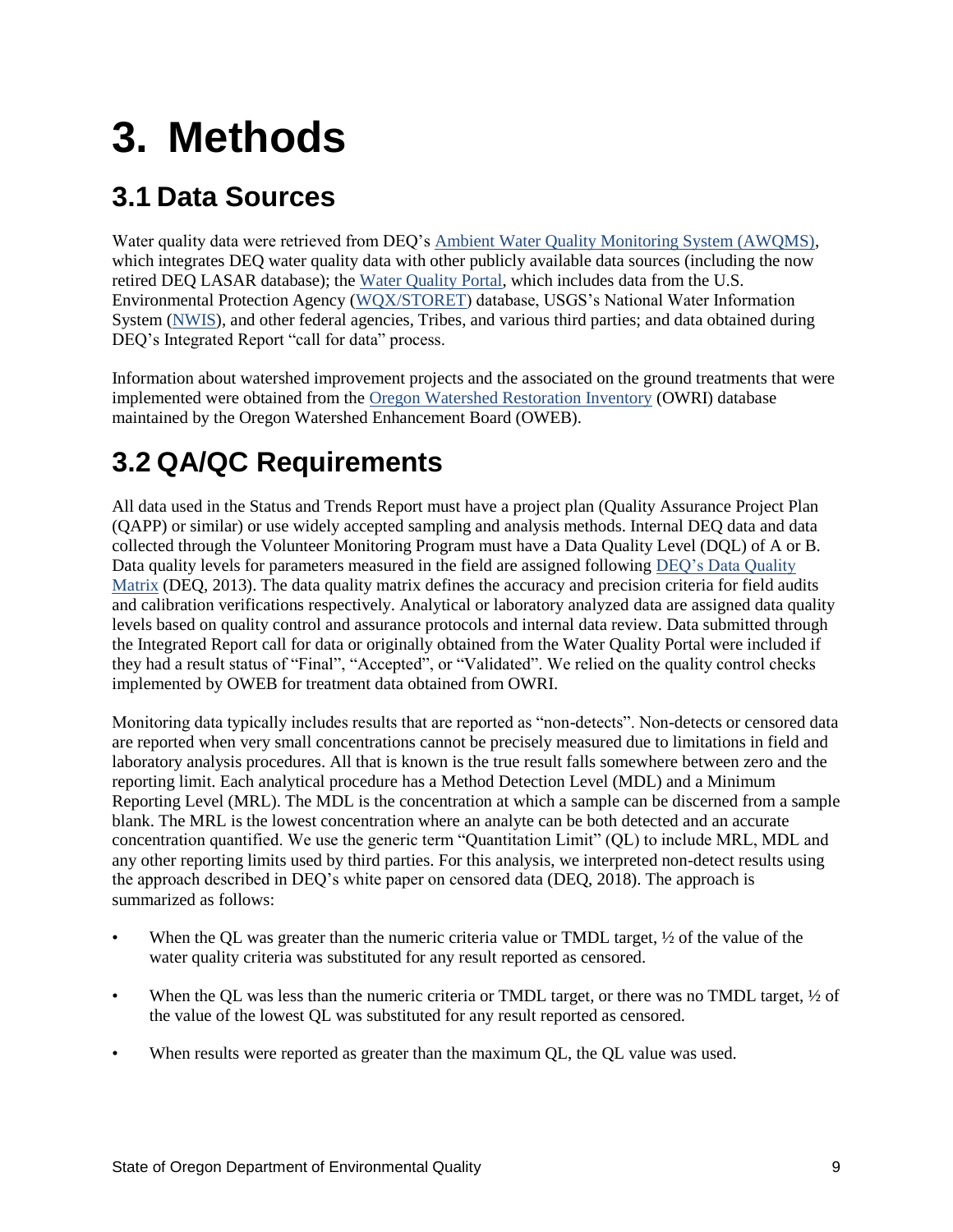# 3. Methods

## 3.1 Data Sources

Water quality data were retrieved from DEQ's Ambient Water Quality Monitoring System (AWQMS), which integrates DEQ water quality data with other publicly available data sources (including the now retired DEQ LASAR database); the Water Quality Portal, which includes data from the U.S. Environmental Protection Agency (WQX/STORET) database, USGS's National Water Information System (NWIS), and other federal agencies, Tribes, and various third parties; and data obtained during DEQ's Integrated Report "call for data" process.

Information about watershed improvement projects and the associated on the ground treatments that were implemented were obtained from the Oregon Watershed Restoration Inventory (OWRI) database maintained by the Oregon Watershed Enhancement Board (OWEB).

## 3.2 QA/QC Requirements

All data used in the Status and Trends Report must have a project plan (Quality Assurance Project Plan (QAPP) or similar) or use widely accepted sampling and analysis methods. Internal DEQ data and data collected through the Volunteer Monitoring Program must have a Data Quality Level (DQL) of A or B. Data quality levels for parameters measured in the field are assigned following DEQ's Data Quality Matrix (DEQ, 2013). The data quality matrix defines the accuracy and precision criteria for field audits and calibration verifications respectively. Analytical or laboratory analyzed data are assigned data quality levels based on quality control and assurance protocols and internal data review. Data submitted through the Integrated Report call for data or originally obtained from the Water Quality Portal were included if they had a result status of "Final", "Accepted", or "Validated". We relied on the quality control checks implemented by OWEB for treatment data obtained from OWRI.

Monitoring data typically includes results that are reported as "non-detects". Non-detects or censored data are reported when very small concentrations cannot be precisely measured due to limitations in field and laboratory analysis procedures. All that is known is the true result falls somewhere between zero and the reporting limit. Each analytical procedure has a Method Detection Level (MDL) and a Minimum Reporting Level (MRL). The MDL is the concentration at which a sample can be discerned from a sample blank. The MRL is the lowest concentration where an analyte can be both detected and an accurate concentration quantified. We use the generic term "Quantitation Limit" (QL) to include MRL, MDL and any other reporting limits used by third parties. For this analysis, we interpreted non-detect results using the approach described in DEQ's white paper on censored data (DEQ, 2018). The approach is summarized as follows:

- When the QL was greater than the numeric criteria value or TMDL target, ½ of the value of the water quality criteria was substituted for any result reported as censored.
- When the QL was less than the numeric criteria or TMDL target, or there was no TMDL target, ½ of the value of the lowest QL was substituted for any result reported as censored.
- When results were reported as greater than the maximum QL, the QL value was used.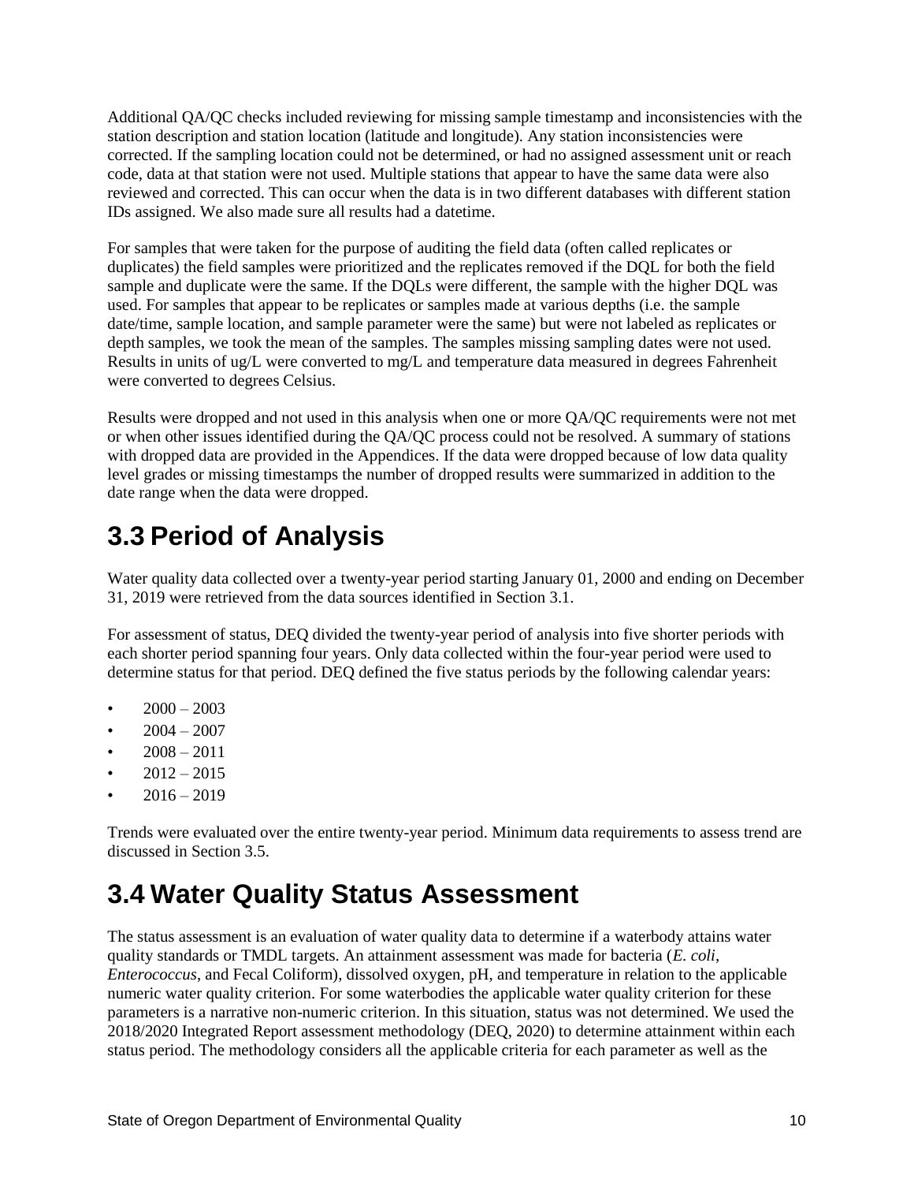Additional QA/QC checks included reviewing for missing sample timestamp and inconsistencies with the station description and station location (latitude and longitude). Any station inconsistencies were corrected. If the sampling location could not be determined, or had no assigned assessment unit or reach code, data at that station were not used. Multiple stations that appear to have the same data were also reviewed and corrected. This can occur when the data is in two different databases with different station IDs assigned. We also made sure all results had a datetime.

For samples that were taken for the purpose of auditing the field data (often called replicates or duplicates) the field samples were prioritized and the replicates removed if the DQL for both the field sample and duplicate were the same. If the DQLs were different, the sample with the higher DQL was used. For samples that appear to be replicates or samples made at various depths (i.e. the sample date/time, sample location, and sample parameter were the same) but were not labeled as replicates or depth samples, we took the mean of the samples. The samples missing sampling dates were not used. Results in units of ug/L were converted to mg/L and temperature data measured in degrees Fahrenheit were converted to degrees Celsius.

Results were dropped and not used in this analysis when one or more QA/QC requirements were not met or when other issues identified during the QA/QC process could not be resolved. A summary of stations with dropped data are provided in the Appendices. If the data were dropped because of low data quality level grades or missing timestamps the number of dropped results were summarized in addition to the date range when the data were dropped.

## 3.3 Period of Analysis

Water quality data collected over a twenty-year period starting January 01, 2000 and ending on December 31, 2019 were retrieved from the data sources identified in Section 3.1.

For assessment of status, DEQ divided the twenty-year period of analysis into five shorter periods with each shorter period spanning four years. Only data collected within the four-year period were used to determine status for that period. DEQ defined the five status periods by the following calendar years:

- 2000 – 2003
- 2004 – 2007
- 2008 – 2011
- 2012 – 2015
- 2016 – 2019

Trends were evaluated over the entire twenty-year period. Minimum data requirements to assess trend are discussed in Section 3.5.

## 3.4 Water Quality Status Assessment

The status assessment is an evaluation of water quality data to determine if a waterbody attains water quality standards or TMDL targets. An attainment assessment was made for bacteria (*E. coli*, *Enterococcus*, and Fecal Coliform), dissolved oxygen, pH, and temperature in relation to the applicable numeric water quality criterion. For some waterbodies the applicable water quality criterion for these parameters is a narrative non-numeric criterion. In this situation, status was not determined. We used the 2018/2020 Integrated Report assessment methodology (DEQ, 2020) to determine attainment within each status period. The methodology considers all the applicable criteria for each parameter as well as the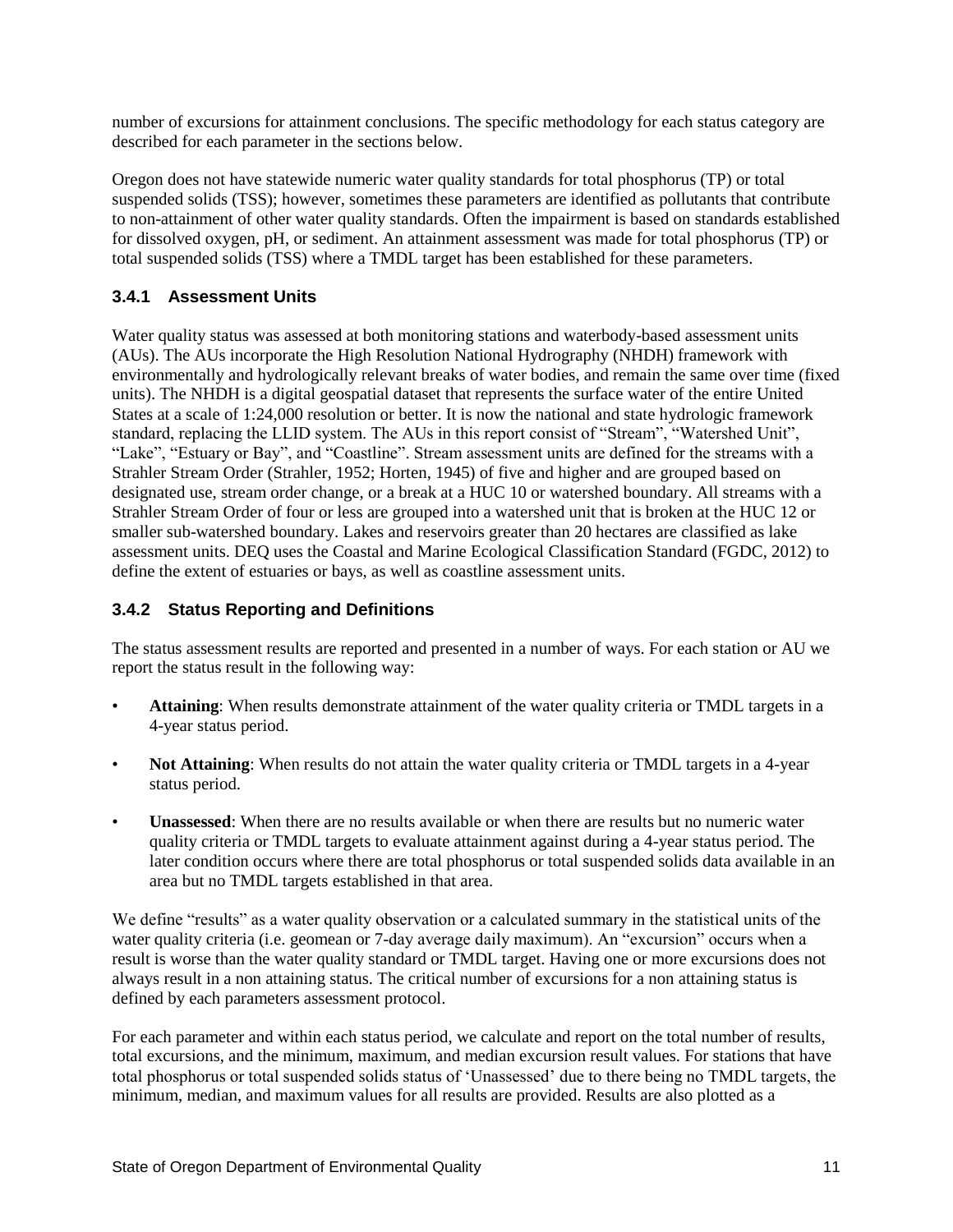number of excursions for attainment conclusions. The specific methodology for each status category are described for each parameter in the sections below.

Oregon does not have statewide numeric water quality standards for total phosphorus (TP) or total suspended solids (TSS); however, sometimes these parameters are identified as pollutants that contribute to non-attainment of other water quality standards. Often the impairment is based on standards established for dissolved oxygen, pH, or sediment. An attainment assessment was made for total phosphorus (TP) or total suspended solids (TSS) where a TMDL target has been established for these parameters.

### 3.4.1 Assessment Units

Water quality status was assessed at both monitoring stations and waterbody-based assessment units (AUs). The AUs incorporate the High Resolution National Hydrography (NHDH) framework with environmentally and hydrologically relevant breaks of water bodies, and remain the same over time (fixed units). The NHDH is a digital geospatial dataset that represents the surface water of the entire United States at a scale of 1:24,000 resolution or better. It is now the national and state hydrologic framework standard, replacing the LLID system. The AUs in this report consist of "Stream", "Watershed Unit", "Lake", "Estuary or Bay", and "Coastline". Stream assessment units are defined for the streams with a Strahler Stream Order (Strahler, 1952; Horten, 1945) of five and higher and are grouped based on designated use, stream order change, or a break at a HUC 10 or watershed boundary. All streams with a Strahler Stream Order of four or less are grouped into a watershed unit that is broken at the HUC 12 or smaller sub-watershed boundary. Lakes and reservoirs greater than 20 hectares are classified as lake assessment units. DEQ uses the Coastal and Marine Ecological Classification Standard (FGDC, 2012) to define the extent of estuaries or bays, as well as coastline assessment units.

### 3.4.2 Status Reporting and Definitions

The status assessment results are reported and presented in a number of ways. For each station or AU we report the status result in the following way:

- **Attaining**: When results demonstrate attainment of the water quality criteria or TMDL targets in a 4-year status period.
- **Not Attaining**: When results do not attain the water quality criteria or TMDL targets in a 4-year status period.
- **Unassessed**: When there are no results available or when there are results but no numeric water quality criteria or TMDL targets to evaluate attainment against during a 4-year status period. The later condition occurs where there are total phosphorus or total suspended solids data available in an area but no TMDL targets established in that area.

We define "results" as a water quality observation or a calculated summary in the statistical units of the water quality criteria (i.e. geomean or 7-day average daily maximum). An "excursion" occurs when a result is worse than the water quality standard or TMDL target. Having one or more excursions does not always result in a non attaining status. The critical number of excursions for a non attaining status is defined by each parameters assessment protocol.

For each parameter and within each status period, we calculate and report on the total number of results, total excursions, and the minimum, maximum, and median excursion result values. For stations that have total phosphorus or total suspended solids status of 'Unassessed' due to there being no TMDL targets, the minimum, median, and maximum values for all results are provided. Results are also plotted as a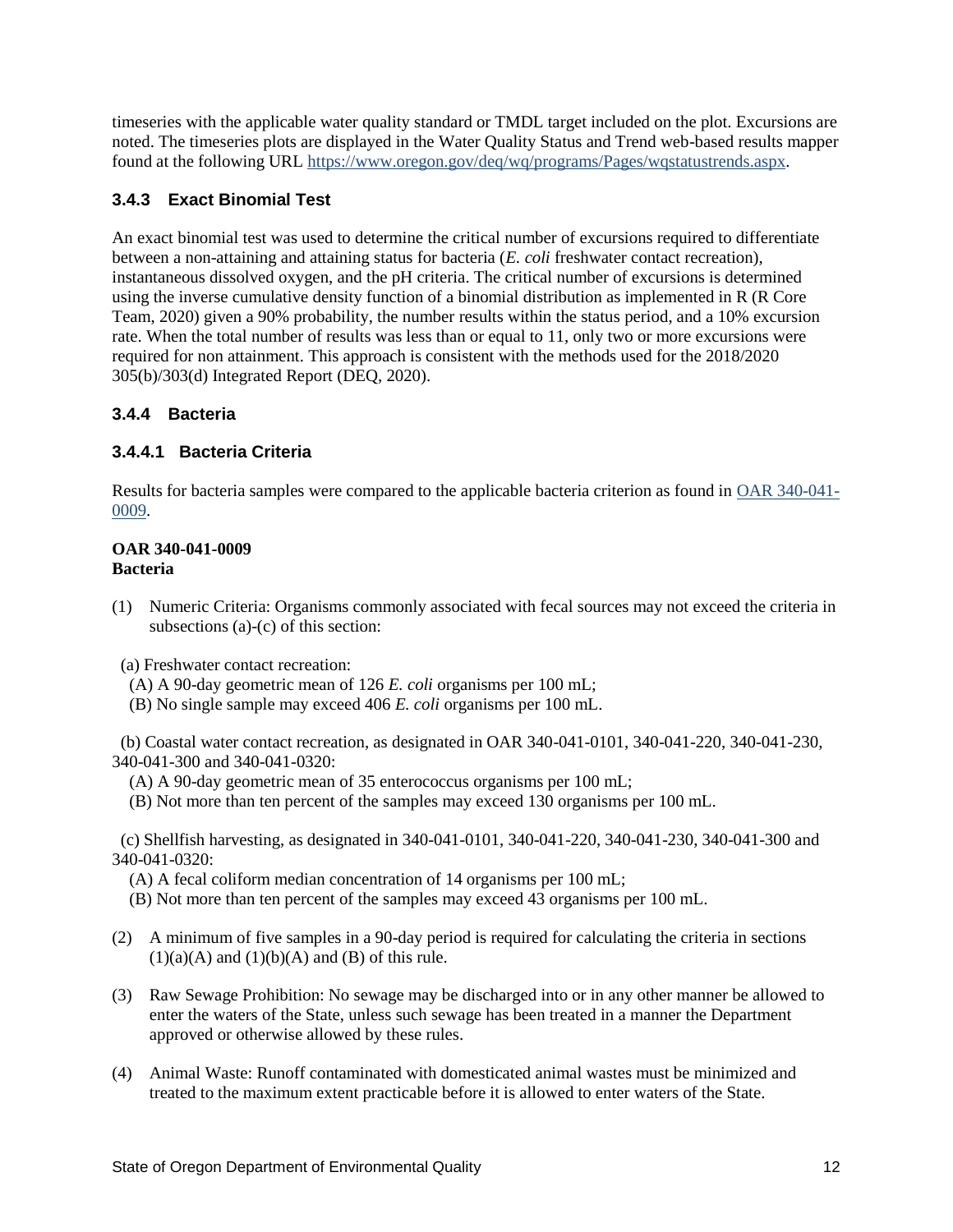timeseries with the applicable water quality standard or TMDL target included on the plot. Excursions are noted. The timeseries plots are displayed in the Water Quality Status and Trend web-based results mapper found at the following URL [https://www.oregon.gov/deq/wq/programs/Pages/wqstatustrends.aspx](https://www.oregon.gov/deq/wq/programs/Pages/wqstatustrends.aspx).

### 3.4.3 Exact Binomial Test

An exact binomial test was used to determine the critical number of excursions required to differentiate between a non-attaining and attaining status for bacteria (*E. coli* freshwater contact recreation), instantaneous dissolved oxygen, and the pH criteria. The critical number of excursions is determined using the inverse cumulative density function of a binomial distribution as implemented in R (R Core Team, 2020) given a 90% probability, the number results within the status period, and a 10% excursion rate. When the total number of results was less than or equal to 11, only two or more excursions were required for non attainment. This approach is consistent with the methods used for the 2018/2020 305(b)/303(d) Integrated Report (DEQ, 2020).

### 3.4.4 Bacteria

#### 3.4.4.1 Bacteria Criteria

Results for bacteria samples were compared to the applicable bacteria criterion as found in [OAR 340-041-0009](OAR 340-041-0009).

**OAR 340-041-0009**
**Bacteria**

(1) Numeric Criteria: Organisms commonly associated with fecal sources may not exceed the criteria in subsections (a)-(c) of this section:

(a) Freshwater contact recreation:
(A) A 90-day geometric mean of 126 *E. coli* organisms per 100 mL;
(B) No single sample may exceed 406 *E. coli* organisms per 100 mL.

(b) Coastal water contact recreation, as designated in OAR 340-041-0101, 340-041-220, 340-041-230, 340-041-300 and 340-041-0320:
(A) A 90-day geometric mean of 35 enterococcus organisms per 100 mL;
(B) Not more than ten percent of the samples may exceed 130 organisms per 100 mL.

(c) Shellfish harvesting, as designated in 340-041-0101, 340-041-220, 340-041-230, 340-041-300 and 340-041-0320:
(A) A fecal coliform median concentration of 14 organisms per 100 mL;
(B) Not more than ten percent of the samples may exceed 43 organisms per 100 mL.

(2) A minimum of five samples in a 90-day period is required for calculating the criteria in sections (1)(a)(A) and (1)(b)(A) and (B) of this rule.

(3) Raw Sewage Prohibition: No sewage may be discharged into or in any other manner be allowed to enter the waters of the State, unless such sewage has been treated in a manner the Department approved or otherwise allowed by these rules.

(4) Animal Waste: Runoff contaminated with domesticated animal wastes must be minimized and treated to the maximum extent practicable before it is allowed to enter waters of the State.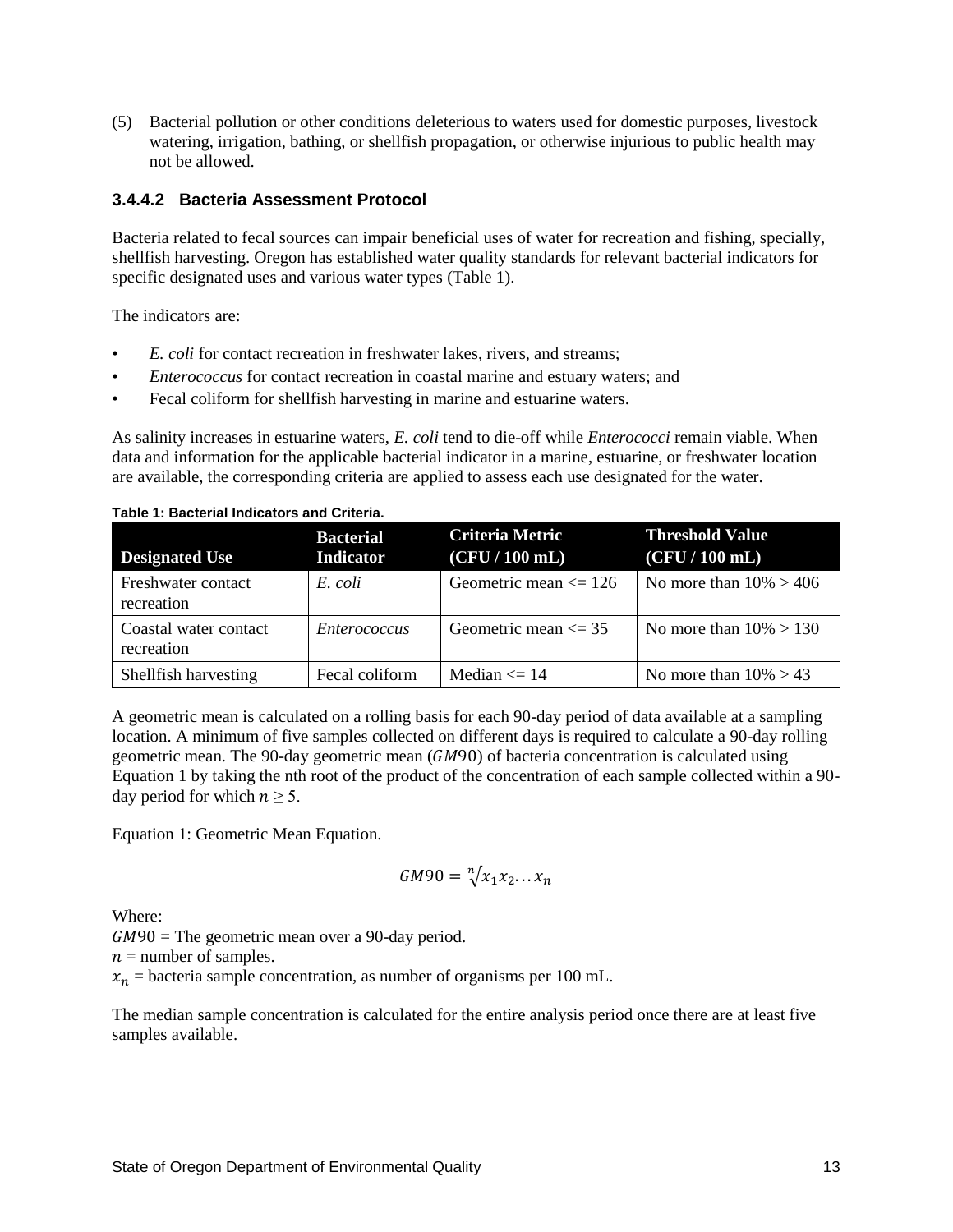(5) Bacterial pollution or other conditions deleterious to waters used for domestic purposes, livestock watering, irrigation, bathing, or shellfish propagation, or otherwise injurious to public health may not be allowed.

### 3.4.4.2 Bacteria Assessment Protocol

Bacteria related to fecal sources can impair beneficial uses of water for recreation and fishing, specially, shellfish harvesting. Oregon has established water quality standards for relevant bacterial indicators for specific designated uses and various water types (Table 1).

The indicators are:

- *E. coli* for contact recreation in freshwater lakes, rivers, and streams;
- *Enterococcus* for contact recreation in coastal marine and estuary waters; and
- Fecal coliform for shellfish harvesting in marine and estuarine waters.

As salinity increases in estuarine waters, *E. coli* tend to die-off while *Enterococci* remain viable. When data and information for the applicable bacterial indicator in a marine, estuarine, or freshwater location are available, the corresponding criteria are applied to assess each use designated for the water.

**Table 1: Bacterial Indicators and Criteria.**

| Designated Use | Bacterial Indicator | Criteria Metric (CFU / 100 mL) | Threshold Value (CFU / 100 mL) |
|---|---|---|---|
| Freshwater contact recreation | *E. coli* | Geometric mean <= 126 | No more than 10% > 406 |
| Coastal water contact recreation | *Enterococcus* | Geometric mean <= 35 | No more than 10% > 130 |
| Shellfish harvesting | Fecal coliform | Median <= 14 | No more than 10% > 43 |

A geometric mean is calculated on a rolling basis for each 90-day period of data available at a sampling location. A minimum of five samples collected on different days is required to calculate a 90-day rolling geometric mean. The 90-day geometric mean ($GM90$) of bacteria concentration is calculated using Equation 1 by taking the nth root of the product of the concentration of each sample collected within a 90-day period for which $n \geq 5$.

Equation 1: Geometric Mean Equation.

$$GM90 = \sqrt[n]{x_1 x_2 \ldots x_n}$$

Where:
$GM90$ = The geometric mean over a 90-day period.
$n$ = number of samples.
$x_n$ = bacteria sample concentration, as number of organisms per 100 mL.

The median sample concentration is calculated for the entire analysis period once there are at least five samples available.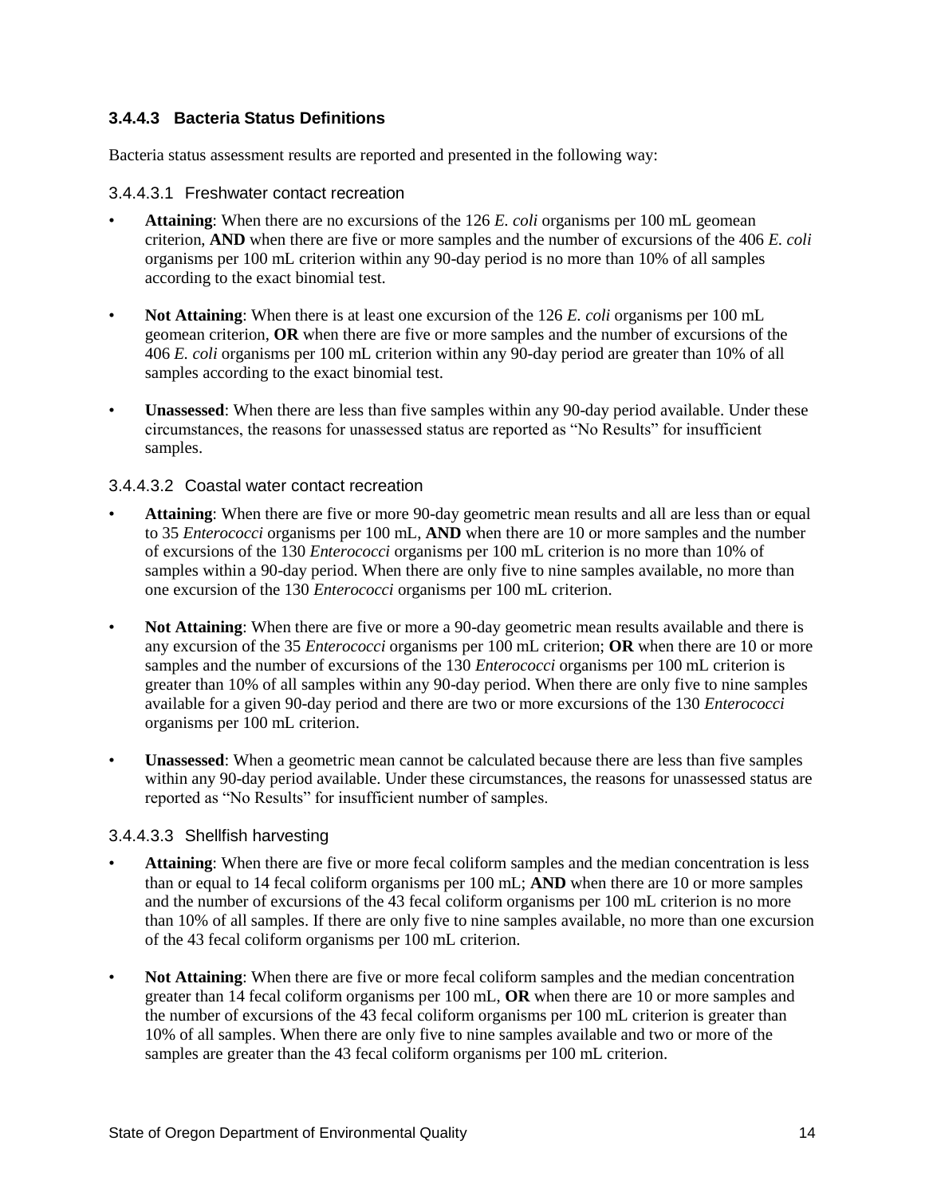### 3.4.4.3 Bacteria Status Definitions

Bacteria status assessment results are reported and presented in the following way:

#### 3.4.4.3.1 Freshwater contact recreation

- **Attaining**: When there are no excursions of the 126 *E. coli* organisms per 100 mL geomean criterion, **AND** when there are five or more samples and the number of excursions of the 406 *E. coli* organisms per 100 mL criterion within any 90-day period is no more than 10% of all samples according to the exact binomial test.
- **Not Attaining**: When there is at least one excursion of the 126 *E. coli* organisms per 100 mL geomean criterion, **OR** when there are five or more samples and the number of excursions of the 406 *E. coli* organisms per 100 mL criterion within any 90-day period are greater than 10% of all samples according to the exact binomial test.
- **Unassessed**: When there are less than five samples within any 90-day period available. Under these circumstances, the reasons for unassessed status are reported as "No Results" for insufficient samples.

#### 3.4.4.3.2 Coastal water contact recreation

- **Attaining**: When there are five or more 90-day geometric mean results and all are less than or equal to 35 *Enterococci* organisms per 100 mL, **AND** when there are 10 or more samples and the number of excursions of the 130 *Enterococci* organisms per 100 mL criterion is no more than 10% of samples within a 90-day period. When there are only five to nine samples available, no more than one excursion of the 130 *Enterococci* organisms per 100 mL criterion.
- **Not Attaining**: When there are five or more a 90-day geometric mean results available and there is any excursion of the 35 *Enterococci* organisms per 100 mL criterion; **OR** when there are 10 or more samples and the number of excursions of the 130 *Enterococci* organisms per 100 mL criterion is greater than 10% of all samples within any 90-day period. When there are only five to nine samples available for a given 90-day period and there are two or more excursions of the 130 *Enterococci* organisms per 100 mL criterion.
- **Unassessed**: When a geometric mean cannot be calculated because there are less than five samples within any 90-day period available. Under these circumstances, the reasons for unassessed status are reported as "No Results" for insufficient number of samples.

#### 3.4.4.3.3 Shellfish harvesting

- **Attaining**: When there are five or more fecal coliform samples and the median concentration is less than or equal to 14 fecal coliform organisms per 100 mL; **AND** when there are 10 or more samples and the number of excursions of the 43 fecal coliform organisms per 100 mL criterion is no more than 10% of all samples. If there are only five to nine samples available, no more than one excursion of the 43 fecal coliform organisms per 100 mL criterion.
- **Not Attaining**: When there are five or more fecal coliform samples and the median concentration greater than 14 fecal coliform organisms per 100 mL, **OR** when there are 10 or more samples and the number of excursions of the 43 fecal coliform organisms per 100 mL criterion is greater than 10% of all samples. When there are only five to nine samples available and two or more of the samples are greater than the 43 fecal coliform organisms per 100 mL criterion.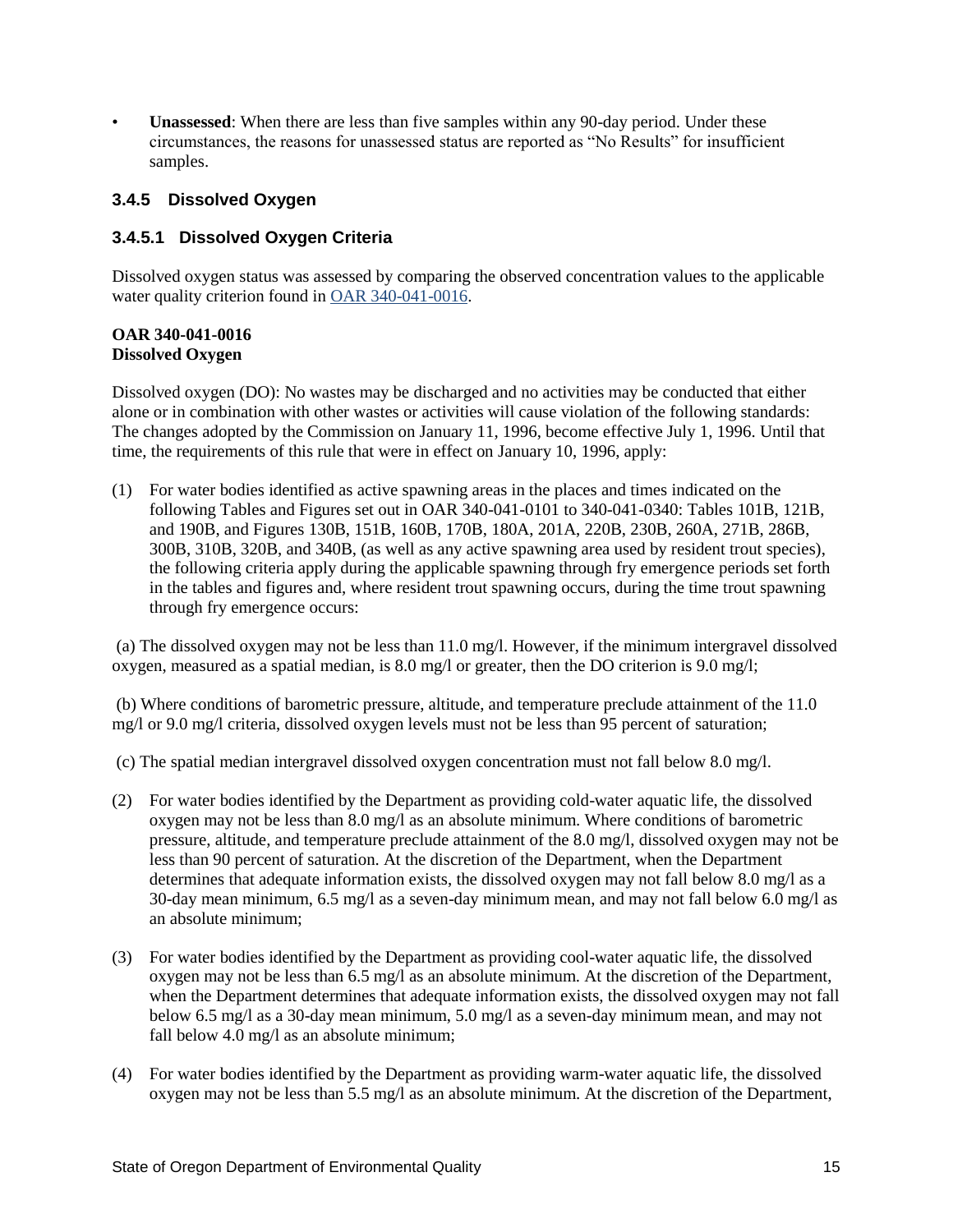- **Unassessed**: When there are less than five samples within any 90-day period. Under these circumstances, the reasons for unassessed status are reported as "No Results" for insufficient samples.

### 3.4.5 Dissolved Oxygen

#### 3.4.5.1 Dissolved Oxygen Criteria

Dissolved oxygen status was assessed by comparing the observed concentration values to the applicable water quality criterion found in OAR 340-041-0016.

**OAR 340-041-0016**
**Dissolved Oxygen**

Dissolved oxygen (DO): No wastes may be discharged and no activities may be conducted that either alone or in combination with other wastes or activities will cause violation of the following standards: The changes adopted by the Commission on January 11, 1996, become effective July 1, 1996. Until that time, the requirements of this rule that were in effect on January 10, 1996, apply:

(1) For water bodies identified as active spawning areas in the places and times indicated on the following Tables and Figures set out in OAR 340-041-0101 to 340-041-0340: Tables 101B, 121B, and 190B, and Figures 130B, 151B, 160B, 170B, 180A, 201A, 220B, 230B, 260A, 271B, 286B, 300B, 310B, 320B, and 340B, (as well as any active spawning area used by resident trout species), the following criteria apply during the applicable spawning through fry emergence periods set forth in the tables and figures and, where resident trout spawning occurs, during the time trout spawning through fry emergence occurs:

(a) The dissolved oxygen may not be less than 11.0 mg/l. However, if the minimum intergravel dissolved oxygen, measured as a spatial median, is 8.0 mg/l or greater, then the DO criterion is 9.0 mg/l;

(b) Where conditions of barometric pressure, altitude, and temperature preclude attainment of the 11.0 mg/l or 9.0 mg/l criteria, dissolved oxygen levels must not be less than 95 percent of saturation;

(c) The spatial median intergravel dissolved oxygen concentration must not fall below 8.0 mg/l.

(2) For water bodies identified by the Department as providing cold-water aquatic life, the dissolved oxygen may not be less than 8.0 mg/l as an absolute minimum. Where conditions of barometric pressure, altitude, and temperature preclude attainment of the 8.0 mg/l, dissolved oxygen may not be less than 90 percent of saturation. At the discretion of the Department, when the Department determines that adequate information exists, the dissolved oxygen may not fall below 8.0 mg/l as a 30-day mean minimum, 6.5 mg/l as a seven-day minimum mean, and may not fall below 6.0 mg/l as an absolute minimum;

(3) For water bodies identified by the Department as providing cool-water aquatic life, the dissolved oxygen may not be less than 6.5 mg/l as an absolute minimum. At the discretion of the Department, when the Department determines that adequate information exists, the dissolved oxygen may not fall below 6.5 mg/l as a 30-day mean minimum, 5.0 mg/l as a seven-day minimum mean, and may not fall below 4.0 mg/l as an absolute minimum;

(4) For water bodies identified by the Department as providing warm-water aquatic life, the dissolved oxygen may not be less than 5.5 mg/l as an absolute minimum. At the discretion of the Department,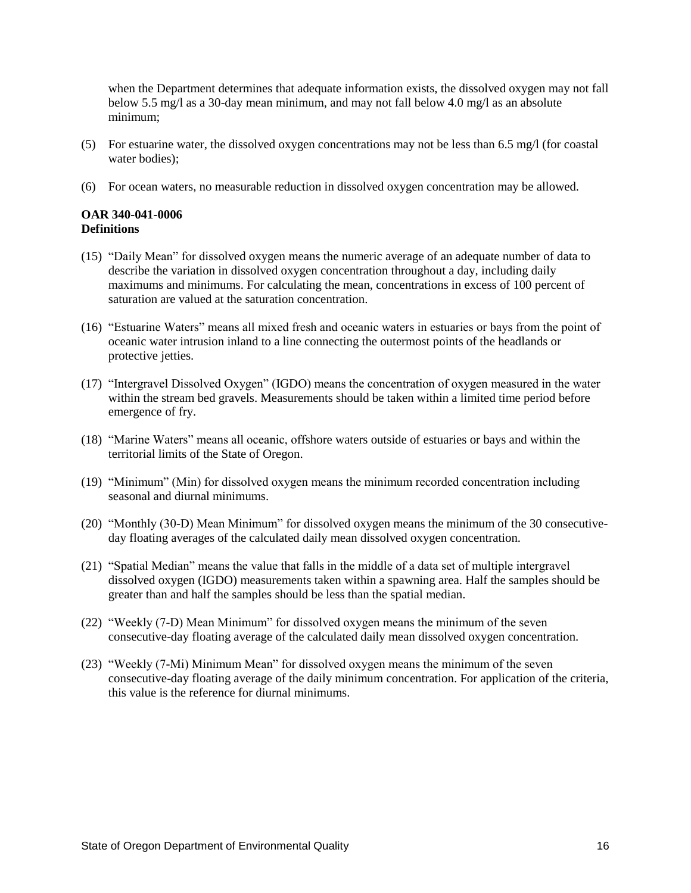when the Department determines that adequate information exists, the dissolved oxygen may not fall below 5.5 mg/l as a 30-day mean minimum, and may not fall below 4.0 mg/l as an absolute minimum;

(5) For estuarine water, the dissolved oxygen concentrations may not be less than 6.5 mg/l (for coastal water bodies);

(6) For ocean waters, no measurable reduction in dissolved oxygen concentration may be allowed.

**OAR 340-041-0006**
**Definitions**

(15) "Daily Mean" for dissolved oxygen means the numeric average of an adequate number of data to describe the variation in dissolved oxygen concentration throughout a day, including daily maximums and minimums. For calculating the mean, concentrations in excess of 100 percent of saturation are valued at the saturation concentration.

(16) "Estuarine Waters" means all mixed fresh and oceanic waters in estuaries or bays from the point of oceanic water intrusion inland to a line connecting the outermost points of the headlands or protective jetties.

(17) "Intergravel Dissolved Oxygen" (IGDO) means the concentration of oxygen measured in the water within the stream bed gravels. Measurements should be taken within a limited time period before emergence of fry.

(18) "Marine Waters" means all oceanic, offshore waters outside of estuaries or bays and within the territorial limits of the State of Oregon.

(19) "Minimum" (Min) for dissolved oxygen means the minimum recorded concentration including seasonal and diurnal minimums.

(20) "Monthly (30-D) Mean Minimum" for dissolved oxygen means the minimum of the 30 consecutive-day floating averages of the calculated daily mean dissolved oxygen concentration.

(21) "Spatial Median" means the value that falls in the middle of a data set of multiple intergravel dissolved oxygen (IGDO) measurements taken within a spawning area. Half the samples should be greater than and half the samples should be less than the spatial median.

(22) "Weekly (7-D) Mean Minimum" for dissolved oxygen means the minimum of the seven consecutive-day floating average of the calculated daily mean dissolved oxygen concentration.

(23) "Weekly (7-Mi) Minimum Mean" for dissolved oxygen means the minimum of the seven consecutive-day floating average of the daily minimum concentration. For application of the criteria, this value is the reference for diurnal minimums.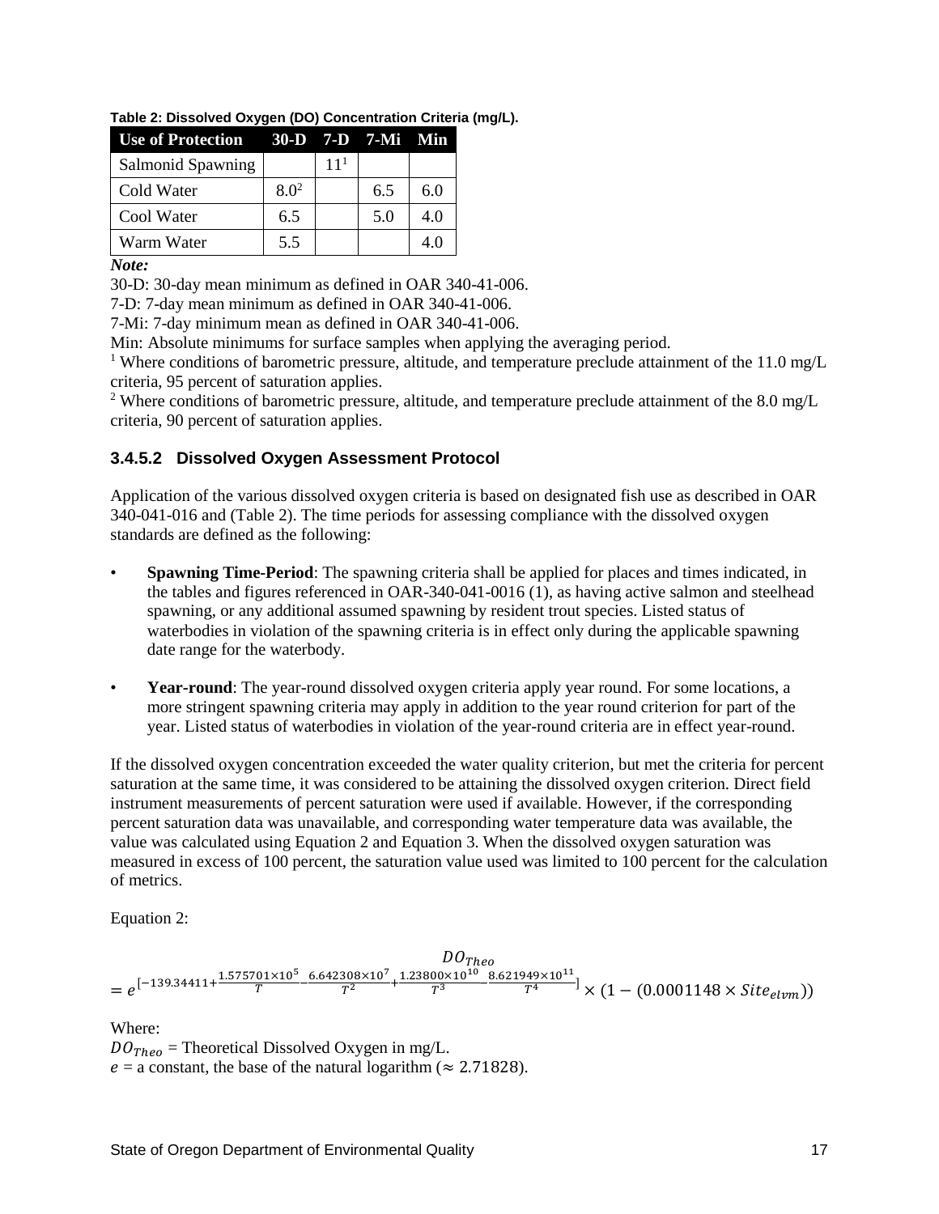**Table 2: Dissolved Oxygen (DO) Concentration Criteria (mg/L).**

| Use of Protection | 30-D | 7-D | 7-Mi | Min |
|---|---|---|---|---|
| Salmonid Spawning | | 11[1] | | |
| Cold Water | 8.0[2] | | 6.5 | 6.0 |
| Cool Water | 6.5 | | 5.0 | 4.0 |
| Warm Water | 5.5 | | | 4.0 |

***Note:***

30-D: 30-day mean minimum as defined in OAR 340-41-006.

7-D: 7-day mean minimum as defined in OAR 340-41-006.

7-Mi: 7-day minimum mean as defined in OAR 340-41-006.

Min: Absolute minimums for surface samples when applying the averaging period.

[1] Where conditions of barometric pressure, altitude, and temperature preclude attainment of the 11.0 mg/L criteria, 95 percent of saturation applies.

[2] Where conditions of barometric pressure, altitude, and temperature preclude attainment of the 8.0 mg/L criteria, 90 percent of saturation applies.

### 3.4.5.2 Dissolved Oxygen Assessment Protocol

Application of the various dissolved oxygen criteria is based on designated fish use as described in OAR 340-041-016 and (Table 2). The time periods for assessing compliance with the dissolved oxygen standards are defined as the following:

- **Spawning Time-Period**: The spawning criteria shall be applied for places and times indicated, in the tables and figures referenced in OAR-340-041-0016 (1), as having active salmon and steelhead spawning, or any additional assumed spawning by resident trout species. Listed status of waterbodies in violation of the spawning criteria is in effect only during the applicable spawning date range for the waterbody.

- **Year-round**: The year-round dissolved oxygen criteria apply year round. For some locations, a more stringent spawning criteria may apply in addition to the year round criterion for part of the year. Listed status of waterbodies in violation of the year-round criteria are in effect year-round.

If the dissolved oxygen concentration exceeded the water quality criterion, but met the criteria for percent saturation at the same time, it was considered to be attaining the dissolved oxygen criterion. Direct field instrument measurements of percent saturation were used if available. However, if the corresponding percent saturation data was unavailable, and corresponding water temperature data was available, the value was calculated using Equation 2 and Equation 3. When the dissolved oxygen saturation was measured in excess of 100 percent, the saturation value used was limited to 100 percent for the calculation of metrics.

Equation 2:

$$DO_{Theo} = e^{\left[-139.34411+\frac{1.575701\times10^{5}}{T}-\frac{6.642308\times10^{7}}{T^{2}}+\frac{1.23800\times10^{10}}{T^{3}}-\frac{8.621949\times10^{11}}{T^{4}}\right]} \times (1-(0.0001148 \times Site_{elvm}))$$

Where:

$DO_{Theo}$ = Theoretical Dissolved Oxygen in mg/L.

$e$ = a constant, the base of the natural logarithm ($\approx 2.71828$).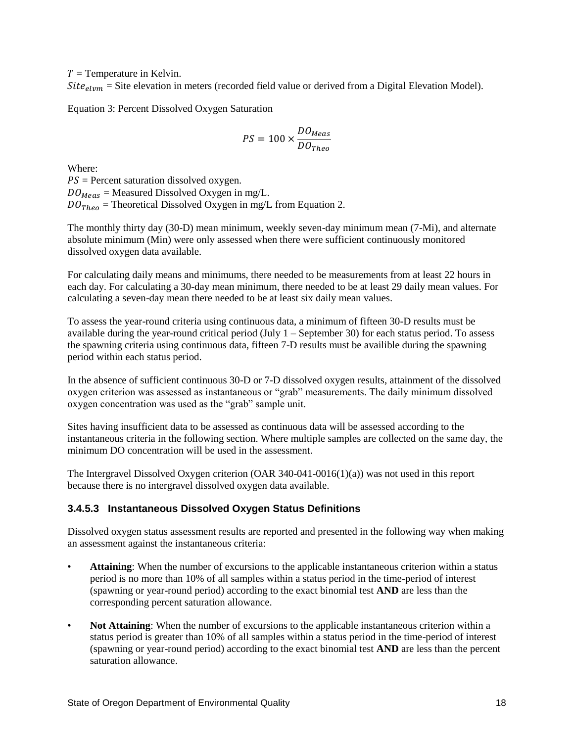$T$ = Temperature in Kelvin.
$Site_{elvm}$ = Site elevation in meters (recorded field value or derived from a Digital Elevation Model).

Equation 3: Percent Dissolved Oxygen Saturation

$$PS = 100 \times \frac{DO_{Meas}}{DO_{Theo}}$$

Where:
$PS$ = Percent saturation dissolved oxygen.
$DO_{Meas}$ = Measured Dissolved Oxygen in mg/L.
$DO_{Theo}$ = Theoretical Dissolved Oxygen in mg/L from Equation 2.

The monthly thirty day (30-D) mean minimum, weekly seven-day minimum mean (7-Mi), and alternate absolute minimum (Min) were only assessed when there were sufficient continuously monitored dissolved oxygen data available.

For calculating daily means and minimums, there needed to be measurements from at least 22 hours in each day. For calculating a 30-day mean minimum, there needed to be at least 29 daily mean values. For calculating a seven-day mean there needed to be at least six daily mean values.

To assess the year-round criteria using continuous data, a minimum of fifteen 30-D results must be available during the year-round critical period (July 1 – September 30) for each status period. To assess the spawning criteria using continuous data, fifteen 7-D results must be availible during the spawning period within each status period.

In the absence of sufficient continuous 30-D or 7-D dissolved oxygen results, attainment of the dissolved oxygen criterion was assessed as instantaneous or "grab" measurements. The daily minimum dissolved oxygen concentration was used as the "grab" sample unit.

Sites having insufficient data to be assessed as continuous data will be assessed according to the instantaneous criteria in the following section. Where multiple samples are collected on the same day, the minimum DO concentration will be used in the assessment.

The Intergravel Dissolved Oxygen criterion (OAR 340-041-0016(1)(a)) was not used in this report because there is no intergravel dissolved oxygen data available.

#### 3.4.5.3 Instantaneous Dissolved Oxygen Status Definitions

Dissolved oxygen status assessment results are reported and presented in the following way when making an assessment against the instantaneous criteria:

- **Attaining**: When the number of excursions to the applicable instantaneous criterion within a status period is no more than 10% of all samples within a status period in the time-period of interest (spawning or year-round period) according to the exact binomial test **AND** are less than the corresponding percent saturation allowance.
- **Not Attaining**: When the number of excursions to the applicable instantaneous criterion within a status period is greater than 10% of all samples within a status period in the time-period of interest (spawning or year-round period) according to the exact binomial test **AND** are less than the percent saturation allowance.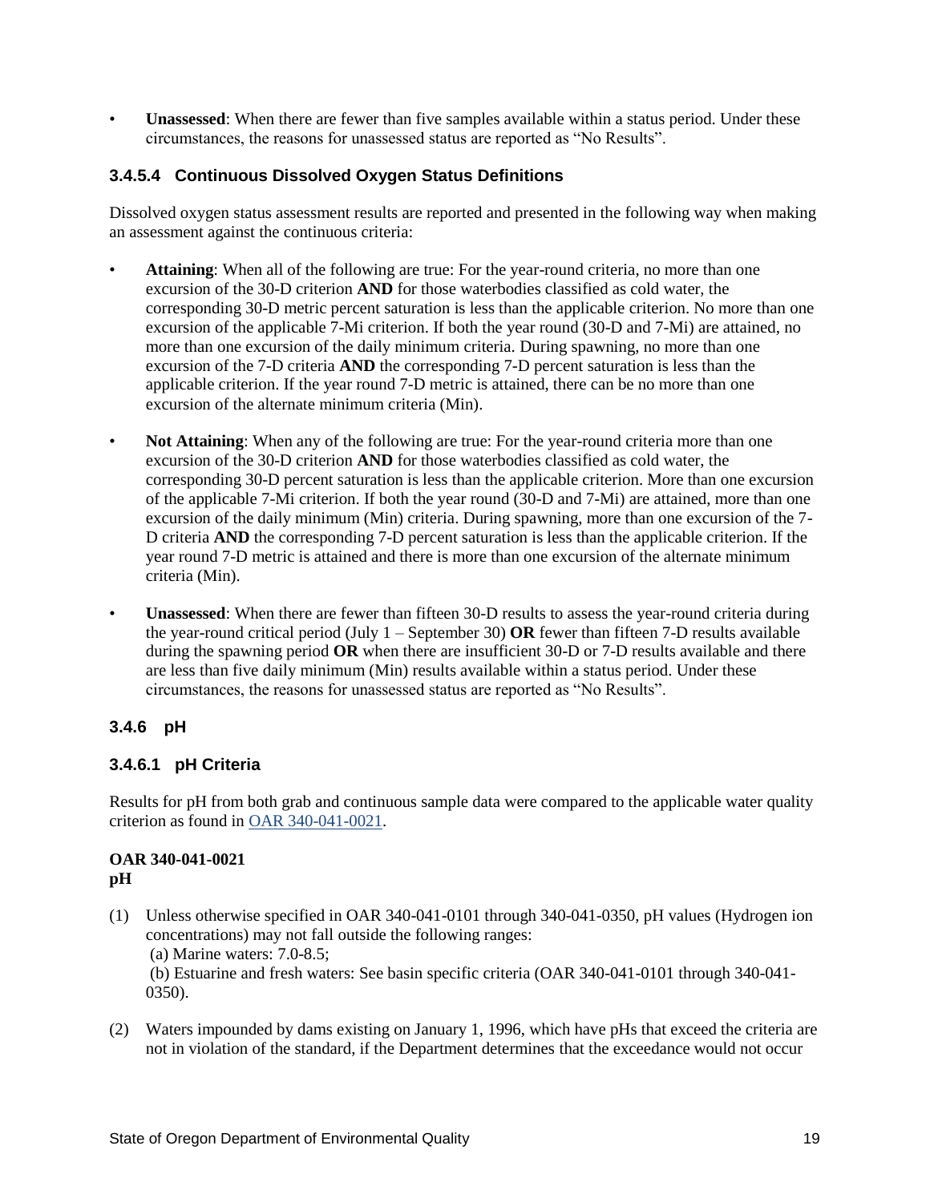- **Unassessed**: When there are fewer than five samples available within a status period. Under these circumstances, the reasons for unassessed status are reported as “No Results”.

### 3.4.5.4 Continuous Dissolved Oxygen Status Definitions

Dissolved oxygen status assessment results are reported and presented in the following way when making an assessment against the continuous criteria:

- **Attaining**: When all of the following are true: For the year-round criteria, no more than one excursion of the 30-D criterion **AND** for those waterbodies classified as cold water, the corresponding 30-D metric percent saturation is less than the applicable criterion. No more than one excursion of the applicable 7-Mi criterion. If both the year round (30-D and 7-Mi) are attained, no more than one excursion of the daily minimum criteria. During spawning, no more than one excursion of the 7-D criteria **AND** the corresponding 7-D percent saturation is less than the applicable criterion. If the year round 7-D metric is attained, there can be no more than one excursion of the alternate minimum criteria (Min).

- **Not Attaining**: When any of the following are true: For the year-round criteria more than one excursion of the 30-D criterion **AND** for those waterbodies classified as cold water, the corresponding 30-D percent saturation is less than the applicable criterion. More than one excursion of the applicable 7-Mi criterion. If both the year round (30-D and 7-Mi) are attained, more than one excursion of the daily minimum (Min) criteria. During spawning, more than one excursion of the 7-D criteria **AND** the corresponding 7-D percent saturation is less than the applicable criterion. If the year round 7-D metric is attained and there is more than one excursion of the alternate minimum criteria (Min).

- **Unassessed**: When there are fewer than fifteen 30-D results to assess the year-round criteria during the year-round critical period (July 1 – September 30) **OR** fewer than fifteen 7-D results available during the spawning period **OR** when there are insufficient 30-D or 7-D results available and there are less than five daily minimum (Min) results available within a status period. Under these circumstances, the reasons for unassessed status are reported as “No Results”.

## 3.4.6 pH

### 3.4.6.1 pH Criteria

Results for pH from both grab and continuous sample data were compared to the applicable water quality criterion as found in OAR 340-041-0021.

**OAR 340-041-0021**
**pH**

(1) Unless otherwise specified in OAR 340-041-0101 through 340-041-0350, pH values (Hydrogen ion concentrations) may not fall outside the following ranges:
 (a) Marine waters: 7.0-8.5;
 (b) Estuarine and fresh waters: See basin specific criteria (OAR 340-041-0101 through 340-041-0350).

(2) Waters impounded by dams existing on January 1, 1996, which have pHs that exceed the criteria are not in violation of the standard, if the Department determines that the exceedance would not occur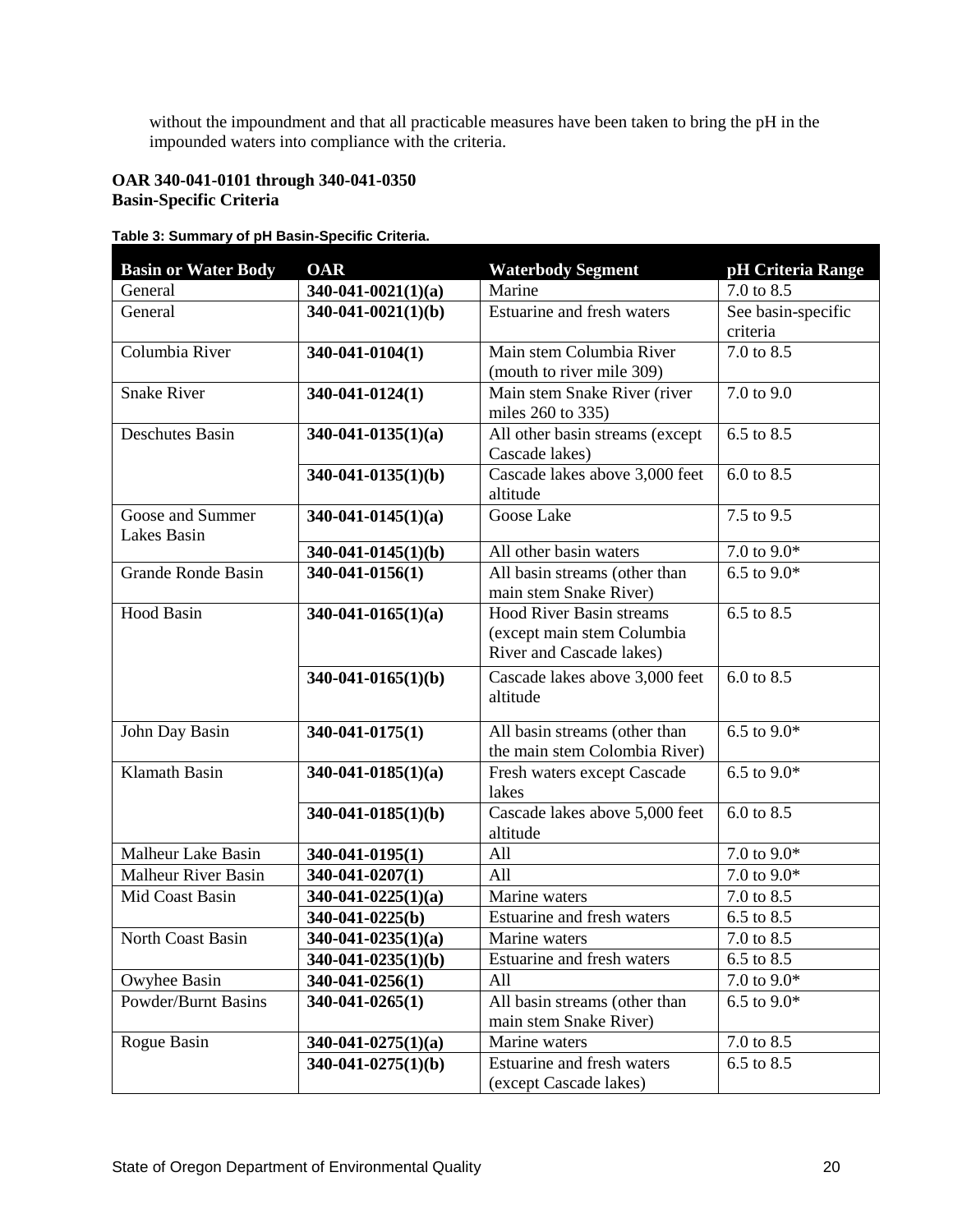without the impoundment and that all practicable measures have been taken to bring the pH in the impounded waters into compliance with the criteria.

**OAR 340-041-0101 through 340-041-0350**
**Basin-Specific Criteria**

**Table 3: Summary of pH Basin-Specific Criteria.**

| Basin or Water Body | OAR | Waterbody Segment | pH Criteria Range |
|---|---|---|---|
| General | **340-041-0021(1)(a)** | Marine | 7.0 to 8.5 |
| General | **340-041-0021(1)(b)** | Estuarine and fresh waters | See basin-specific criteria |
| Columbia River | **340-041-0104(1)** | Main stem Columbia River (mouth to river mile 309) | 7.0 to 8.5 |
| Snake River | **340-041-0124(1)** | Main stem Snake River (river miles 260 to 335) | 7.0 to 9.0 |
| Deschutes Basin | **340-041-0135(1)(a)** | All other basin streams (except Cascade lakes) | 6.5 to 8.5 |
| | **340-041-0135(1)(b)** | Cascade lakes above 3,000 feet altitude | 6.0 to 8.5 |
| Goose and Summer Lakes Basin | **340-041-0145(1)(a)** | Goose Lake | 7.5 to 9.5 |
| | **340-041-0145(1)(b)** | All other basin waters | 7.0 to 9.0* |
| Grande Ronde Basin | **340-041-0156(1)** | All basin streams (other than main stem Snake River) | 6.5 to 9.0* |
| Hood Basin | **340-041-0165(1)(a)** | Hood River Basin streams (except main stem Columbia River and Cascade lakes) | 6.5 to 8.5 |
| | **340-041-0165(1)(b)** | Cascade lakes above 3,000 feet altitude | 6.0 to 8.5 |
| John Day Basin | **340-041-0175(1)** | All basin streams (other than the main stem Colombia River) | 6.5 to 9.0* |
| Klamath Basin | **340-041-0185(1)(a)** | Fresh waters except Cascade lakes | 6.5 to 9.0* |
| | **340-041-0185(1)(b)** | Cascade lakes above 5,000 feet altitude | 6.0 to 8.5 |
| Malheur Lake Basin | **340-041-0195(1)** | All | 7.0 to 9.0* |
| Malheur River Basin | **340-041-0207(1)** | All | 7.0 to 9.0* |
| Mid Coast Basin | **340-041-0225(1)(a)** | Marine waters | 7.0 to 8.5 |
| | **340-041-0225(b)** | Estuarine and fresh waters | 6.5 to 8.5 |
| North Coast Basin | **340-041-0235(1)(a)** | Marine waters | 7.0 to 8.5 |
| | **340-041-0235(1)(b)** | Estuarine and fresh waters | 6.5 to 8.5 |
| Owyhee Basin | **340-041-0256(1)** | All | 7.0 to 9.0* |
| Powder/Burnt Basins | **340-041-0265(1)** | All basin streams (other than main stem Snake River) | 6.5 to 9.0* |
| Rogue Basin | **340-041-0275(1)(a)** | Marine waters | 7.0 to 8.5 |
| | **340-041-0275(1)(b)** | Estuarine and fresh waters (except Cascade lakes) | 6.5 to 8.5 |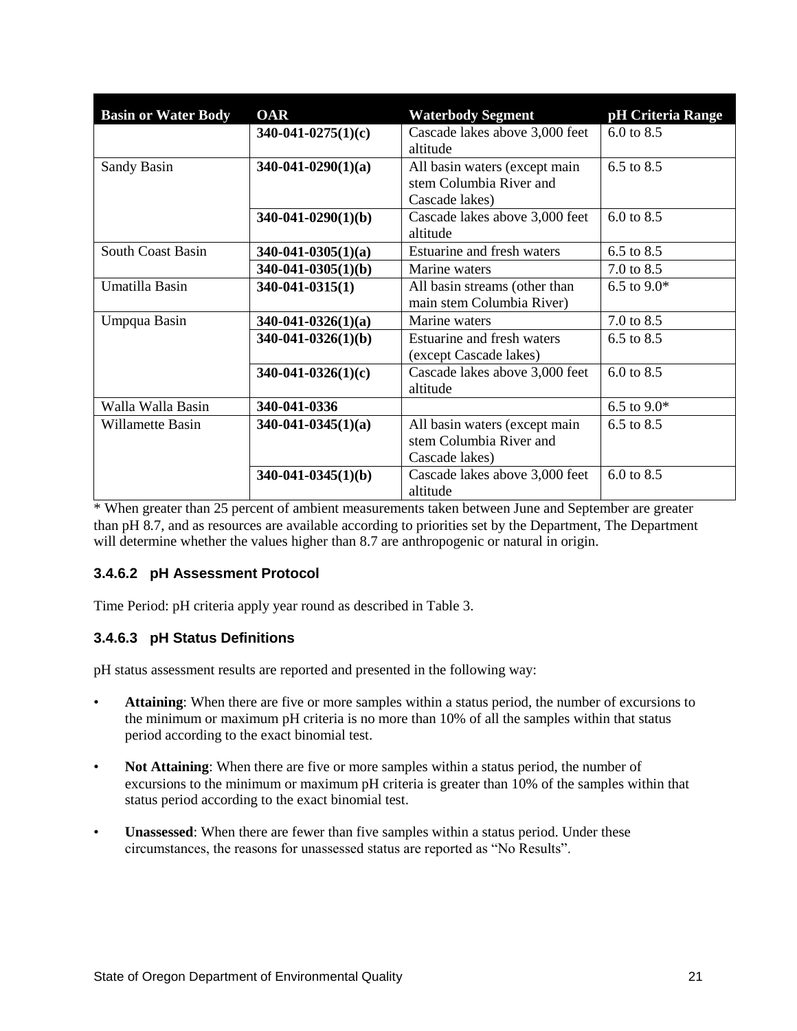| Basin or Water Body | OAR | Waterbody Segment | pH Criteria Range |
|---|---|---|---|
| | **340-041-0275(1)(c)** | Cascade lakes above 3,000 feet altitude | 6.0 to 8.5 |
| Sandy Basin | **340-041-0290(1)(a)** | All basin waters (except main stem Columbia River and Cascade lakes) | 6.5 to 8.5 |
| | **340-041-0290(1)(b)** | Cascade lakes above 3,000 feet altitude | 6.0 to 8.5 |
| South Coast Basin | **340-041-0305(1)(a)** | Estuarine and fresh waters | 6.5 to 8.5 |
| | **340-041-0305(1)(b)** | Marine waters | 7.0 to 8.5 |
| Umatilla Basin | **340-041-0315(1)** | All basin streams (other than main stem Columbia River) | 6.5 to 9.0* |
| Umpqua Basin | **340-041-0326(1)(a)** | Marine waters | 7.0 to 8.5 |
| | **340-041-0326(1)(b)** | Estuarine and fresh waters (except Cascade lakes) | 6.5 to 8.5 |
| | **340-041-0326(1)(c)** | Cascade lakes above 3,000 feet altitude | 6.0 to 8.5 |
| Walla Walla Basin | **340-041-0336** | | 6.5 to 9.0* |
| Willamette Basin | **340-041-0345(1)(a)** | All basin waters (except main stem Columbia River and Cascade lakes) | 6.5 to 8.5 |
| | **340-041-0345(1)(b)** | Cascade lakes above 3,000 feet altitude | 6.0 to 8.5 |

* When greater than 25 percent of ambient measurements taken between June and September are greater than pH 8.7, and as resources are available according to priorities set by the Department, The Department will determine whether the values higher than 8.7 are anthropogenic or natural in origin.

### 3.4.6.2 pH Assessment Protocol

Time Period: pH criteria apply year round as described in Table 3.

### 3.4.6.3 pH Status Definitions

pH status assessment results are reported and presented in the following way:

- **Attaining**: When there are five or more samples within a status period, the number of excursions to the minimum or maximum pH criteria is no more than 10% of all the samples within that status period according to the exact binomial test.
- **Not Attaining**: When there are five or more samples within a status period, the number of excursions to the minimum or maximum pH criteria is greater than 10% of the samples within that status period according to the exact binomial test.
- **Unassessed**: When there are fewer than five samples within a status period. Under these circumstances, the reasons for unassessed status are reported as "No Results".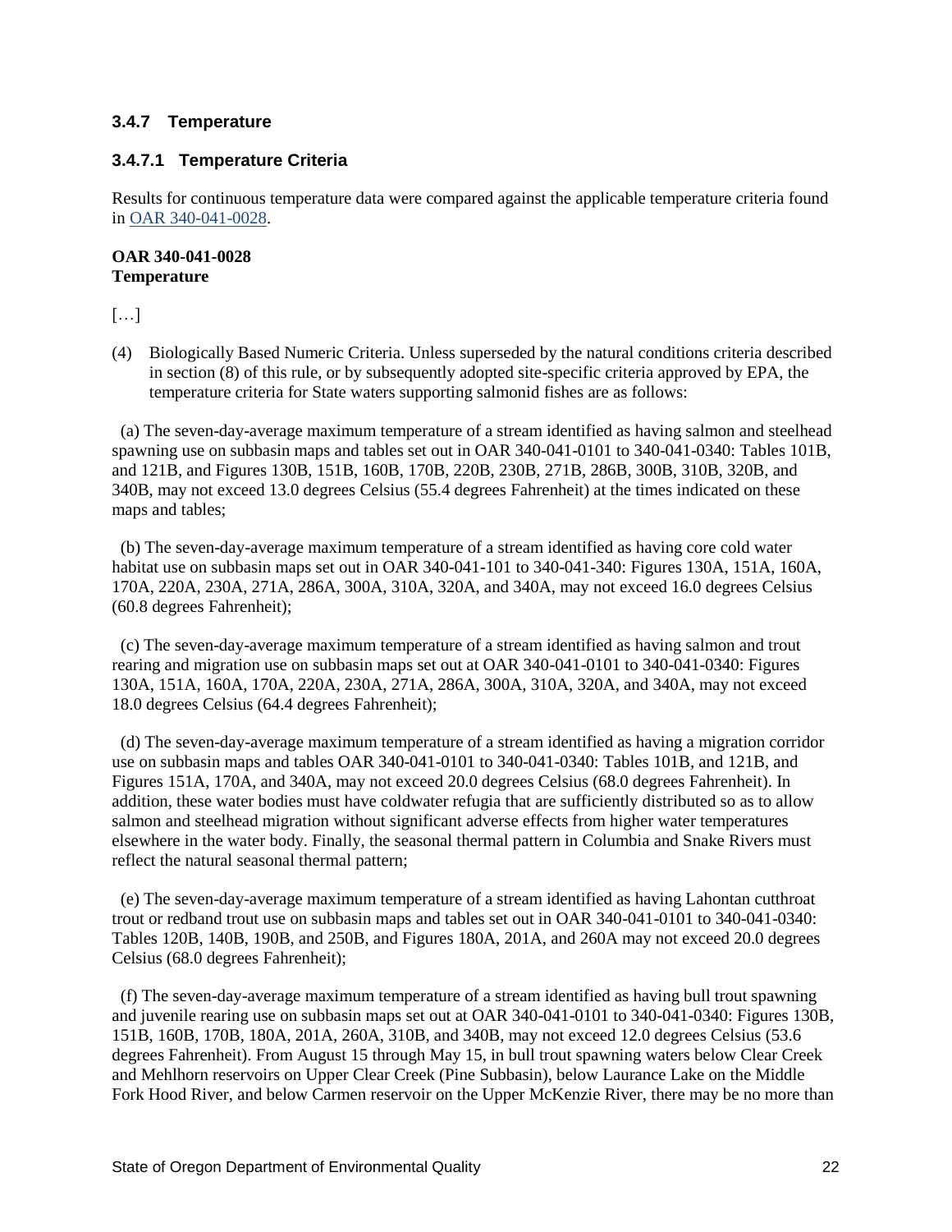### 3.4.7 Temperature

#### 3.4.7.1 Temperature Criteria

Results for continuous temperature data were compared against the applicable temperature criteria found in [OAR 340-041-0028](OAR 340-041-0028).

**OAR 340-041-0028**
**Temperature**

[…]

(4) Biologically Based Numeric Criteria. Unless superseded by the natural conditions criteria described in section (8) of this rule, or by subsequently adopted site-specific criteria approved by EPA, the temperature criteria for State waters supporting salmonid fishes are as follows:

(a) The seven-day-average maximum temperature of a stream identified as having salmon and steelhead spawning use on subbasin maps and tables set out in OAR 340-041-0101 to 340-041-0340: Tables 101B, and 121B, and Figures 130B, 151B, 160B, 170B, 220B, 230B, 271B, 286B, 300B, 310B, 320B, and 340B, may not exceed 13.0 degrees Celsius (55.4 degrees Fahrenheit) at the times indicated on these maps and tables;

(b) The seven-day-average maximum temperature of a stream identified as having core cold water habitat use on subbasin maps set out in OAR 340-041-101 to 340-041-340: Figures 130A, 151A, 160A, 170A, 220A, 230A, 271A, 286A, 300A, 310A, 320A, and 340A, may not exceed 16.0 degrees Celsius (60.8 degrees Fahrenheit);

(c) The seven-day-average maximum temperature of a stream identified as having salmon and trout rearing and migration use on subbasin maps set out at OAR 340-041-0101 to 340-041-0340: Figures 130A, 151A, 160A, 170A, 220A, 230A, 271A, 286A, 300A, 310A, 320A, and 340A, may not exceed 18.0 degrees Celsius (64.4 degrees Fahrenheit);

(d) The seven-day-average maximum temperature of a stream identified as having a migration corridor use on subbasin maps and tables OAR 340-041-0101 to 340-041-0340: Tables 101B, and 121B, and Figures 151A, 170A, and 340A, may not exceed 20.0 degrees Celsius (68.0 degrees Fahrenheit). In addition, these water bodies must have coldwater refugia that are sufficiently distributed so as to allow salmon and steelhead migration without significant adverse effects from higher water temperatures elsewhere in the water body. Finally, the seasonal thermal pattern in Columbia and Snake Rivers must reflect the natural seasonal thermal pattern;

(e) The seven-day-average maximum temperature of a stream identified as having Lahontan cutthroat trout or redband trout use on subbasin maps and tables set out in OAR 340-041-0101 to 340-041-0340: Tables 120B, 140B, 190B, and 250B, and Figures 180A, 201A, and 260A may not exceed 20.0 degrees Celsius (68.0 degrees Fahrenheit);

(f) The seven-day-average maximum temperature of a stream identified as having bull trout spawning and juvenile rearing use on subbasin maps set out at OAR 340-041-0101 to 340-041-0340: Figures 130B, 151B, 160B, 170B, 180A, 201A, 260A, 310B, and 340B, may not exceed 12.0 degrees Celsius (53.6 degrees Fahrenheit). From August 15 through May 15, in bull trout spawning waters below Clear Creek and Mehlhorn reservoirs on Upper Clear Creek (Pine Subbasin), below Laurance Lake on the Middle Fork Hood River, and below Carmen reservoir on the Upper McKenzie River, there may be no more than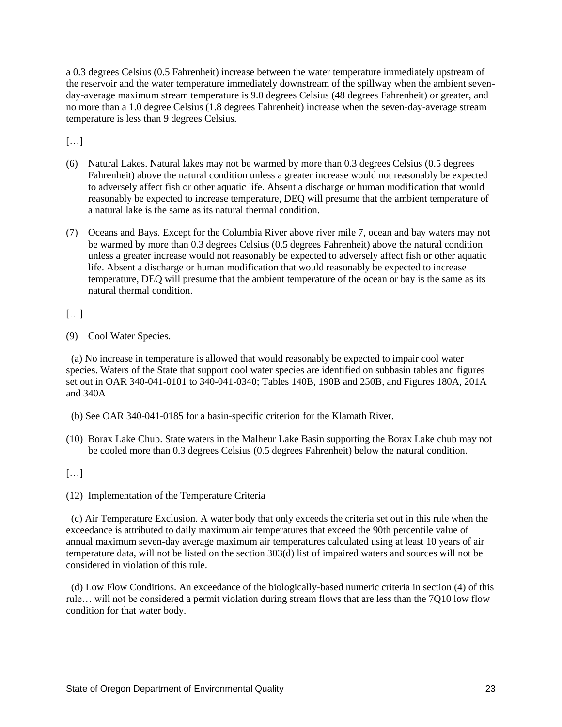a 0.3 degrees Celsius (0.5 Fahrenheit) increase between the water temperature immediately upstream of the reservoir and the water temperature immediately downstream of the spillway when the ambient seven-day-average maximum stream temperature is 9.0 degrees Celsius (48 degrees Fahrenheit) or greater, and no more than a 1.0 degree Celsius (1.8 degrees Fahrenheit) increase when the seven-day-average stream temperature is less than 9 degrees Celsius.

[…]

(6) Natural Lakes. Natural lakes may not be warmed by more than 0.3 degrees Celsius (0.5 degrees Fahrenheit) above the natural condition unless a greater increase would not reasonably be expected to adversely affect fish or other aquatic life. Absent a discharge or human modification that would reasonably be expected to increase temperature, DEQ will presume that the ambient temperature of a natural lake is the same as its natural thermal condition.

(7) Oceans and Bays. Except for the Columbia River above river mile 7, ocean and bay waters may not be warmed by more than 0.3 degrees Celsius (0.5 degrees Fahrenheit) above the natural condition unless a greater increase would not reasonably be expected to adversely affect fish or other aquatic life. Absent a discharge or human modification that would reasonably be expected to increase temperature, DEQ will presume that the ambient temperature of the ocean or bay is the same as its natural thermal condition.

[…]

(9) Cool Water Species.

(a) No increase in temperature is allowed that would reasonably be expected to impair cool water species. Waters of the State that support cool water species are identified on subbasin tables and figures set out in OAR 340-041-0101 to 340-041-0340; Tables 140B, 190B and 250B, and Figures 180A, 201A and 340A

(b) See OAR 340-041-0185 for a basin-specific criterion for the Klamath River.

(10) Borax Lake Chub. State waters in the Malheur Lake Basin supporting the Borax Lake chub may not be cooled more than 0.3 degrees Celsius (0.5 degrees Fahrenheit) below the natural condition.

[…]

(12) Implementation of the Temperature Criteria

(c) Air Temperature Exclusion. A water body that only exceeds the criteria set out in this rule when the exceedance is attributed to daily maximum air temperatures that exceed the 90th percentile value of annual maximum seven-day average maximum air temperatures calculated using at least 10 years of air temperature data, will not be listed on the section 303(d) list of impaired waters and sources will not be considered in violation of this rule.

(d) Low Flow Conditions. An exceedance of the biologically-based numeric criteria in section (4) of this rule… will not be considered a permit violation during stream flows that are less than the 7Q10 low flow condition for that water body.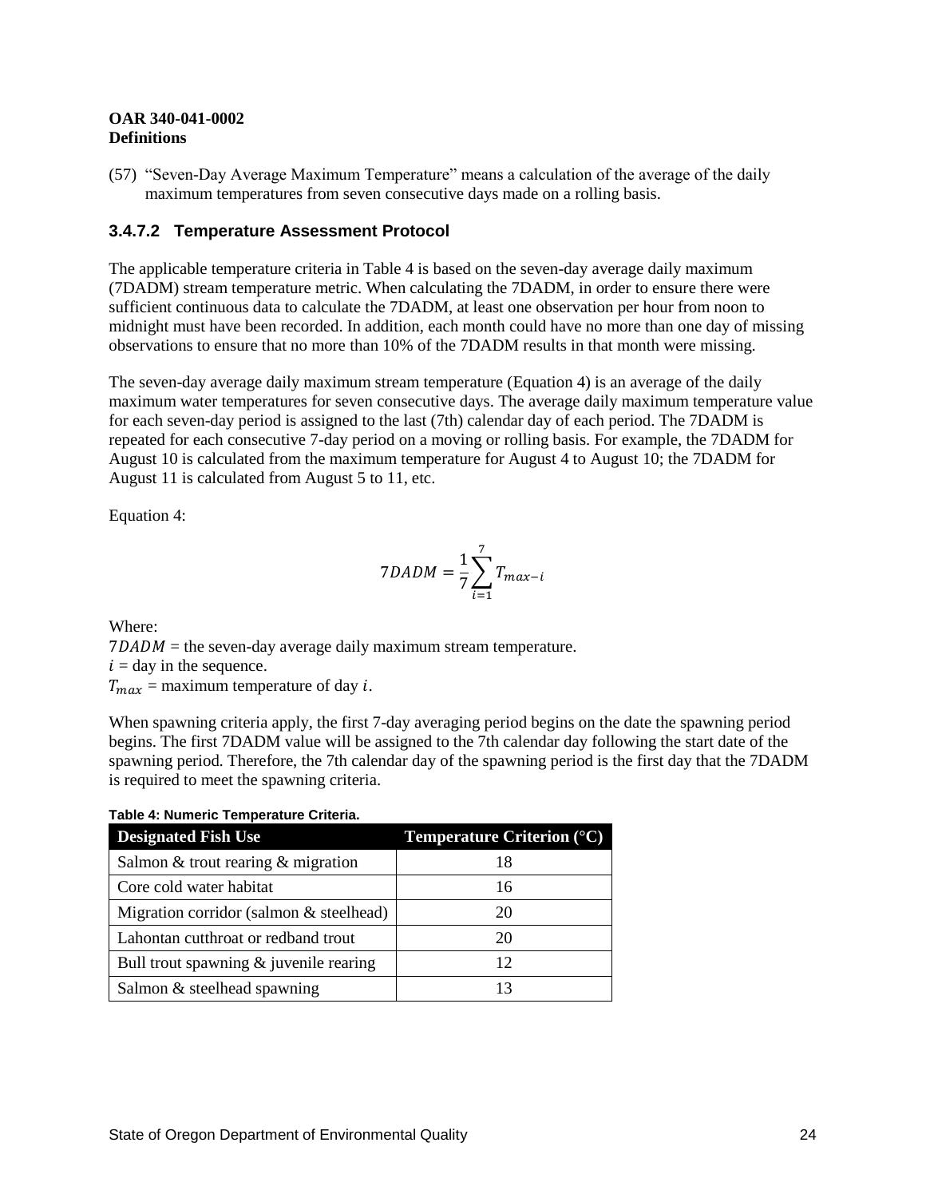**OAR 340-041-0002**
**Definitions**

(57) "Seven-Day Average Maximum Temperature" means a calculation of the average of the daily maximum temperatures from seven consecutive days made on a rolling basis.

### 3.4.7.2 Temperature Assessment Protocol

The applicable temperature criteria in Table 4 is based on the seven-day average daily maximum (7DADM) stream temperature metric. When calculating the 7DADM, in order to ensure there were sufficient continuous data to calculate the 7DADM, at least one observation per hour from noon to midnight must have been recorded. In addition, each month could have no more than one day of missing observations to ensure that no more than 10% of the 7DADM results in that month were missing.

The seven-day average daily maximum stream temperature (Equation 4) is an average of the daily maximum water temperatures for seven consecutive days. The average daily maximum temperature value for each seven-day period is assigned to the last (7th) calendar day of each period. The 7DADM is repeated for each consecutive 7-day period on a moving or rolling basis. For example, the 7DADM for August 10 is calculated from the maximum temperature for August 4 to August 10; the 7DADM for August 11 is calculated from August 5 to 11, etc.

Equation 4:

$$7DADM = \frac{1}{7}\sum_{i=1}^{7} T_{max-i}$$

Where:
$7DADM$ = the seven-day average daily maximum stream temperature.
$i$ = day in the sequence.
$T_{max}$ = maximum temperature of day $i$.

When spawning criteria apply, the first 7-day averaging period begins on the date the spawning period begins. The first 7DADM value will be assigned to the 7th calendar day following the start date of the spawning period. Therefore, the 7th calendar day of the spawning period is the first day that the 7DADM is required to meet the spawning criteria.

**Table 4: Numeric Temperature Criteria.**

| Designated Fish Use | Temperature Criterion (°C) |
|---|---|
| Salmon & trout rearing & migration | 18 |
| Core cold water habitat | 16 |
| Migration corridor (salmon & steelhead) | 20 |
| Lahontan cutthroat or redband trout | 20 |
| Bull trout spawning & juvenile rearing | 12 |
| Salmon & steelhead spawning | 13 |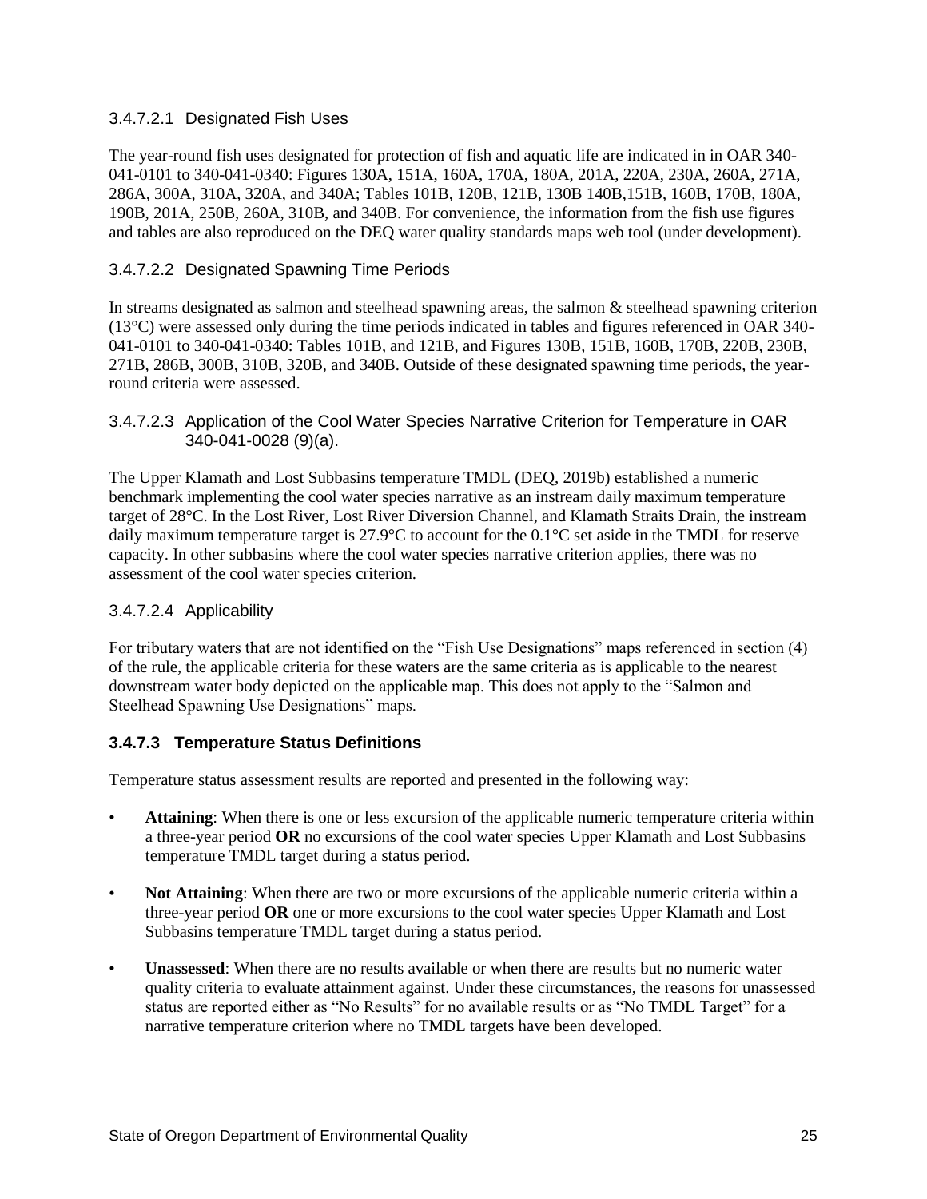#### 3.4.7.2.1 Designated Fish Uses

The year-round fish uses designated for protection of fish and aquatic life are indicated in in OAR 340-041-0101 to 340-041-0340: Figures 130A, 151A, 160A, 170A, 180A, 201A, 220A, 230A, 260A, 271A, 286A, 300A, 310A, 320A, and 340A; Tables 101B, 120B, 121B, 130B 140B,151B, 160B, 170B, 180A, 190B, 201A, 250B, 260A, 310B, and 340B. For convenience, the information from the fish use figures and tables are also reproduced on the DEQ water quality standards maps web tool (under development).

#### 3.4.7.2.2 Designated Spawning Time Periods

In streams designated as salmon and steelhead spawning areas, the salmon & steelhead spawning criterion (13°C) were assessed only during the time periods indicated in tables and figures referenced in OAR 340-041-0101 to 340-041-0340: Tables 101B, and 121B, and Figures 130B, 151B, 160B, 170B, 220B, 230B, 271B, 286B, 300B, 310B, 320B, and 340B. Outside of these designated spawning time periods, the year-round criteria were assessed.

#### 3.4.7.2.3 Application of the Cool Water Species Narrative Criterion for Temperature in OAR 340-041-0028 (9)(a).

The Upper Klamath and Lost Subbasins temperature TMDL (DEQ, 2019b) established a numeric benchmark implementing the cool water species narrative as an instream daily maximum temperature target of 28°C. In the Lost River, Lost River Diversion Channel, and Klamath Straits Drain, the instream daily maximum temperature target is 27.9°C to account for the 0.1°C set aside in the TMDL for reserve capacity. In other subbasins where the cool water species narrative criterion applies, there was no assessment of the cool water species criterion.

#### 3.4.7.2.4 Applicability

For tributary waters that are not identified on the "Fish Use Designations" maps referenced in section (4) of the rule, the applicable criteria for these waters are the same criteria as is applicable to the nearest downstream water body depicted on the applicable map. This does not apply to the "Salmon and Steelhead Spawning Use Designations" maps.

### 3.4.7.3 Temperature Status Definitions

Temperature status assessment results are reported and presented in the following way:

- **Attaining**: When there is one or less excursion of the applicable numeric temperature criteria within a three-year period **OR** no excursions of the cool water species Upper Klamath and Lost Subbasins temperature TMDL target during a status period.
- **Not Attaining**: When there are two or more excursions of the applicable numeric criteria within a three-year period **OR** one or more excursions to the cool water species Upper Klamath and Lost Subbasins temperature TMDL target during a status period.
- **Unassessed**: When there are no results available or when there are results but no numeric water quality criteria to evaluate attainment against. Under these circumstances, the reasons for unassessed status are reported either as "No Results" for no available results or as "No TMDL Target" for a narrative temperature criterion where no TMDL targets have been developed.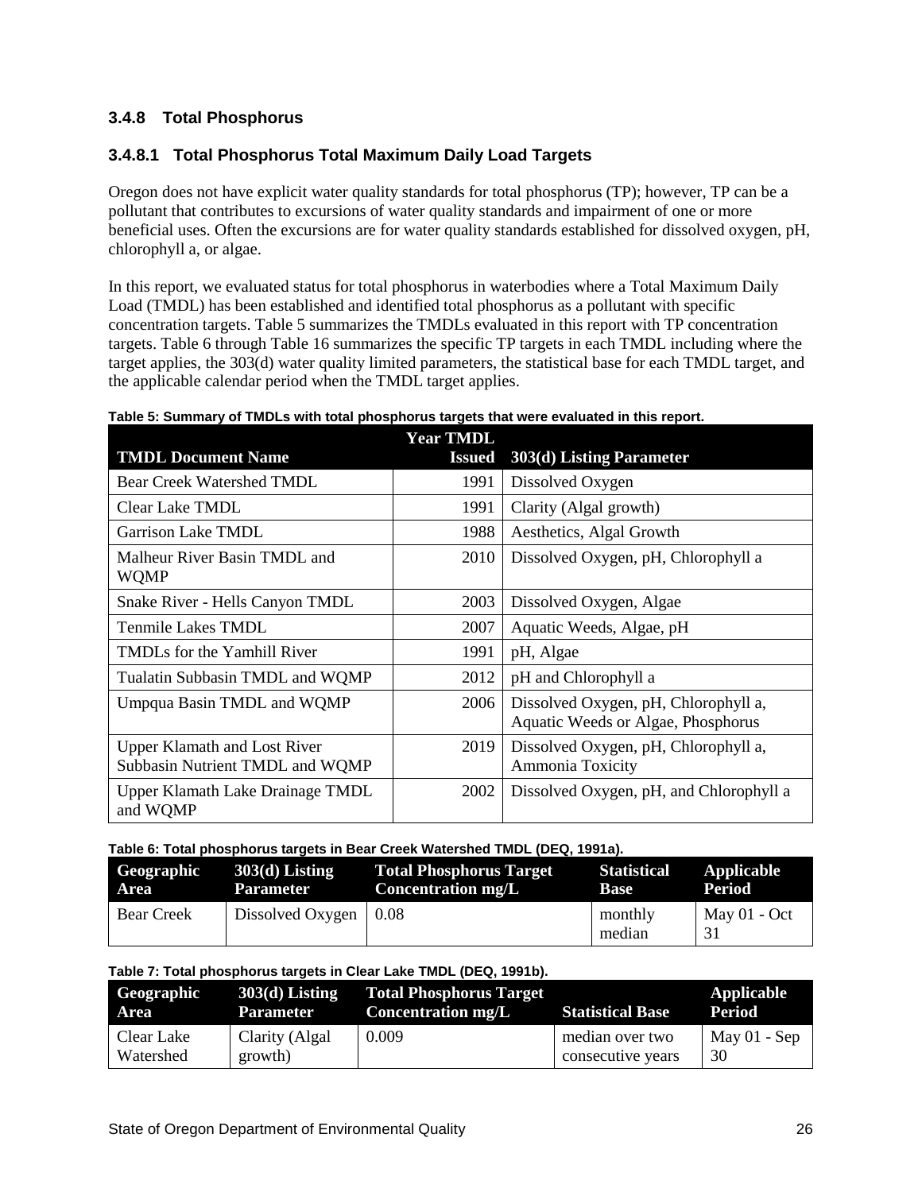### 3.4.8 Total Phosphorus

#### 3.4.8.1 Total Phosphorus Total Maximum Daily Load Targets

Oregon does not have explicit water quality standards for total phosphorus (TP); however, TP can be a pollutant that contributes to excursions of water quality standards and impairment of one or more beneficial uses. Often the excursions are for water quality standards established for dissolved oxygen, pH, chlorophyll a, or algae.

In this report, we evaluated status for total phosphorus in waterbodies where a Total Maximum Daily Load (TMDL) has been established and identified total phosphorus as a pollutant with specific concentration targets. Table 5 summarizes the TMDLs evaluated in this report with TP concentration targets. Table 6 through Table 16 summarizes the specific TP targets in each TMDL including where the target applies, the 303(d) water quality limited parameters, the statistical base for each TMDL target, and the applicable calendar period when the TMDL target applies.

**Table 5: Summary of TMDLs with total phosphorus targets that were evaluated in this report.**

| TMDL Document Name | Year TMDL Issued | 303(d) Listing Parameter |
|---|---|---|
| Bear Creek Watershed TMDL | 1991 | Dissolved Oxygen |
| Clear Lake TMDL | 1991 | Clarity (Algal growth) |
| Garrison Lake TMDL | 1988 | Aesthetics, Algal Growth |
| Malheur River Basin TMDL and WQMP | 2010 | Dissolved Oxygen, pH, Chlorophyll a |
| Snake River - Hells Canyon TMDL | 2003 | Dissolved Oxygen, Algae |
| Tenmile Lakes TMDL | 2007 | Aquatic Weeds, Algae, pH |
| TMDLs for the Yamhill River | 1991 | pH, Algae |
| Tualatin Subbasin TMDL and WQMP | 2012 | pH and Chlorophyll a |
| Umpqua Basin TMDL and WQMP | 2006 | Dissolved Oxygen, pH, Chlorophyll a, Aquatic Weeds or Algae, Phosphorus |
| Upper Klamath and Lost River Subbasin Nutrient TMDL and WQMP | 2019 | Dissolved Oxygen, pH, Chlorophyll a, Ammonia Toxicity |
| Upper Klamath Lake Drainage TMDL and WQMP | 2002 | Dissolved Oxygen, pH, and Chlorophyll a |

**Table 6: Total phosphorus targets in Bear Creek Watershed TMDL (DEQ, 1991a).**

| Geographic Area | 303(d) Listing Parameter | Total Phosphorus Target Concentration mg/L | Statistical Base | Applicable Period |
|---|---|---|---|---|
| Bear Creek | Dissolved Oxygen | 0.08 | monthly median | May 01 - Oct 31 |

**Table 7: Total phosphorus targets in Clear Lake TMDL (DEQ, 1991b).**

| Geographic Area | 303(d) Listing Parameter | Total Phosphorus Target Concentration mg/L | Statistical Base | Applicable Period |
|---|---|---|---|---|
| Clear Lake Watershed | Clarity (Algal growth) | 0.009 | median over two consecutive years | May 01 - Sep 30 |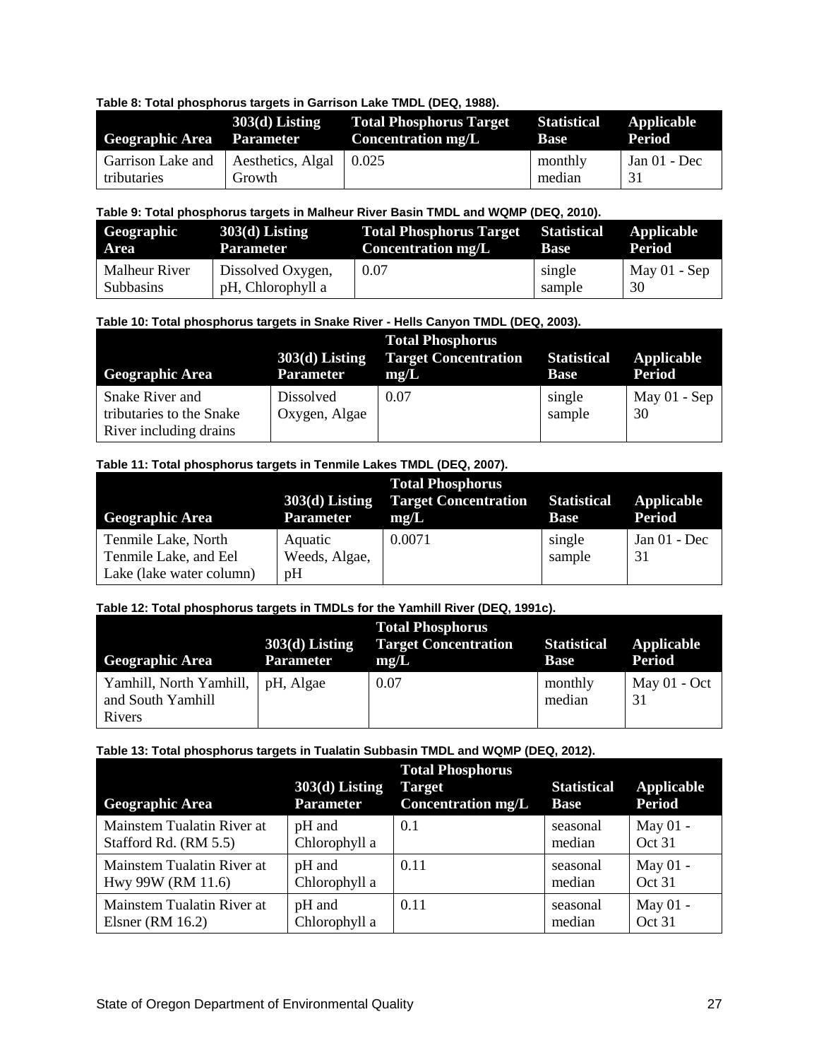**Table 8: Total phosphorus targets in Garrison Lake TMDL (DEQ, 1988).**

| Geographic Area | 303(d) Listing Parameter | Total Phosphorus Target Concentration mg/L | Statistical Base | Applicable Period |
|---|---|---|---|---|
| Garrison Lake and tributaries | Aesthetics, Algal Growth | 0.025 | monthly median | Jan 01 - Dec 31 |

**Table 9: Total phosphorus targets in Malheur River Basin TMDL and WQMP (DEQ, 2010).**

| Geographic Area | 303(d) Listing Parameter | Total Phosphorus Target Concentration mg/L | Statistical Base | Applicable Period |
|---|---|---|---|---|
| Malheur River Subbasins | Dissolved Oxygen, pH, Chlorophyll a | 0.07 | single sample | May 01 - Sep 30 |

**Table 10: Total phosphorus targets in Snake River - Hells Canyon TMDL (DEQ, 2003).**

| Geographic Area | 303(d) Listing Parameter | Total Phosphorus Target Concentration mg/L | Statistical Base | Applicable Period |
|---|---|---|---|---|
| Snake River and tributaries to the Snake River including drains | Dissolved Oxygen, Algae | 0.07 | single sample | May 01 - Sep 30 |

**Table 11: Total phosphorus targets in Tenmile Lakes TMDL (DEQ, 2007).**

| Geographic Area | 303(d) Listing Parameter | Total Phosphorus Target Concentration mg/L | Statistical Base | Applicable Period |
|---|---|---|---|---|
| Tenmile Lake, North Tenmile Lake, and Eel Lake (lake water column) | Aquatic Weeds, Algae, pH | 0.0071 | single sample | Jan 01 - Dec 31 |

**Table 12: Total phosphorus targets in TMDLs for the Yamhill River (DEQ, 1991c).**

| Geographic Area | 303(d) Listing Parameter | Total Phosphorus Target Concentration mg/L | Statistical Base | Applicable Period |
|---|---|---|---|---|
| Yamhill, North Yamhill, and South Yamhill Rivers | pH, Algae | 0.07 | monthly median | May 01 - Oct 31 |

**Table 13: Total phosphorus targets in Tualatin Subbasin TMDL and WQMP (DEQ, 2012).**

| Geographic Area | 303(d) Listing Parameter | Total Phosphorus Target Concentration mg/L | Statistical Base | Applicable Period |
|---|---|---|---|---|
| Mainstem Tualatin River at Stafford Rd. (RM 5.5) | pH and Chlorophyll a | 0.1 | seasonal median | May 01 - Oct 31 |
| Mainstem Tualatin River at Hwy 99W (RM 11.6) | pH and Chlorophyll a | 0.11 | seasonal median | May 01 - Oct 31 |
| Mainstem Tualatin River at Elsner (RM 16.2) | pH and Chlorophyll a | 0.11 | seasonal median | May 01 - Oct 31 |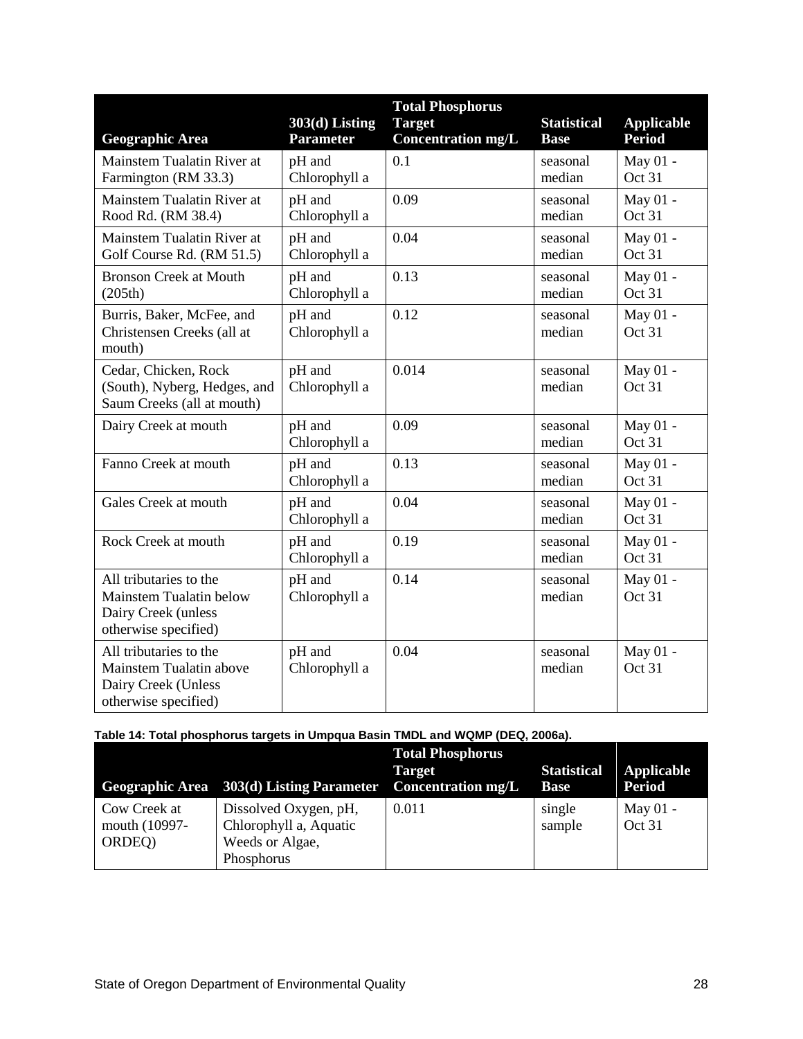| Geographic Area | 303(d) Listing Parameter | Total Phosphorus Target Concentration mg/L | Statistical Base | Applicable Period |
|---|---|---|---|---|
| Mainstem Tualatin River at Farmington (RM 33.3) | pH and Chlorophyll a | 0.1 | seasonal median | May 01 - Oct 31 |
| Mainstem Tualatin River at Rood Rd. (RM 38.4) | pH and Chlorophyll a | 0.09 | seasonal median | May 01 - Oct 31 |
| Mainstem Tualatin River at Golf Course Rd. (RM 51.5) | pH and Chlorophyll a | 0.04 | seasonal median | May 01 - Oct 31 |
| Bronson Creek at Mouth (205th) | pH and Chlorophyll a | 0.13 | seasonal median | May 01 - Oct 31 |
| Burris, Baker, McFee, and Christensen Creeks (all at mouth) | pH and Chlorophyll a | 0.12 | seasonal median | May 01 - Oct 31 |
| Cedar, Chicken, Rock (South), Nyberg, Hedges, and Saum Creeks (all at mouth) | pH and Chlorophyll a | 0.014 | seasonal median | May 01 - Oct 31 |
| Dairy Creek at mouth | pH and Chlorophyll a | 0.09 | seasonal median | May 01 - Oct 31 |
| Fanno Creek at mouth | pH and Chlorophyll a | 0.13 | seasonal median | May 01 - Oct 31 |
| Gales Creek at mouth | pH and Chlorophyll a | 0.04 | seasonal median | May 01 - Oct 31 |
| Rock Creek at mouth | pH and Chlorophyll a | 0.19 | seasonal median | May 01 - Oct 31 |
| All tributaries to the Mainstem Tualatin below Dairy Creek (unless otherwise specified) | pH and Chlorophyll a | 0.14 | seasonal median | May 01 - Oct 31 |
| All tributaries to the Mainstem Tualatin above Dairy Creek (Unless otherwise specified) | pH and Chlorophyll a | 0.04 | seasonal median | May 01 - Oct 31 |

**Table 14: Total phosphorus targets in Umpqua Basin TMDL and WQMP (DEQ, 2006a).**

| Geographic Area | 303(d) Listing Parameter | Total Phosphorus Target Concentration mg/L | Statistical Base | Applicable Period |
|---|---|---|---|---|
| Cow Creek at mouth (10997-ORDEQ) | Dissolved Oxygen, pH, Chlorophyll a, Aquatic Weeds or Algae, Phosphorus | 0.011 | single sample | May 01 - Oct 31 |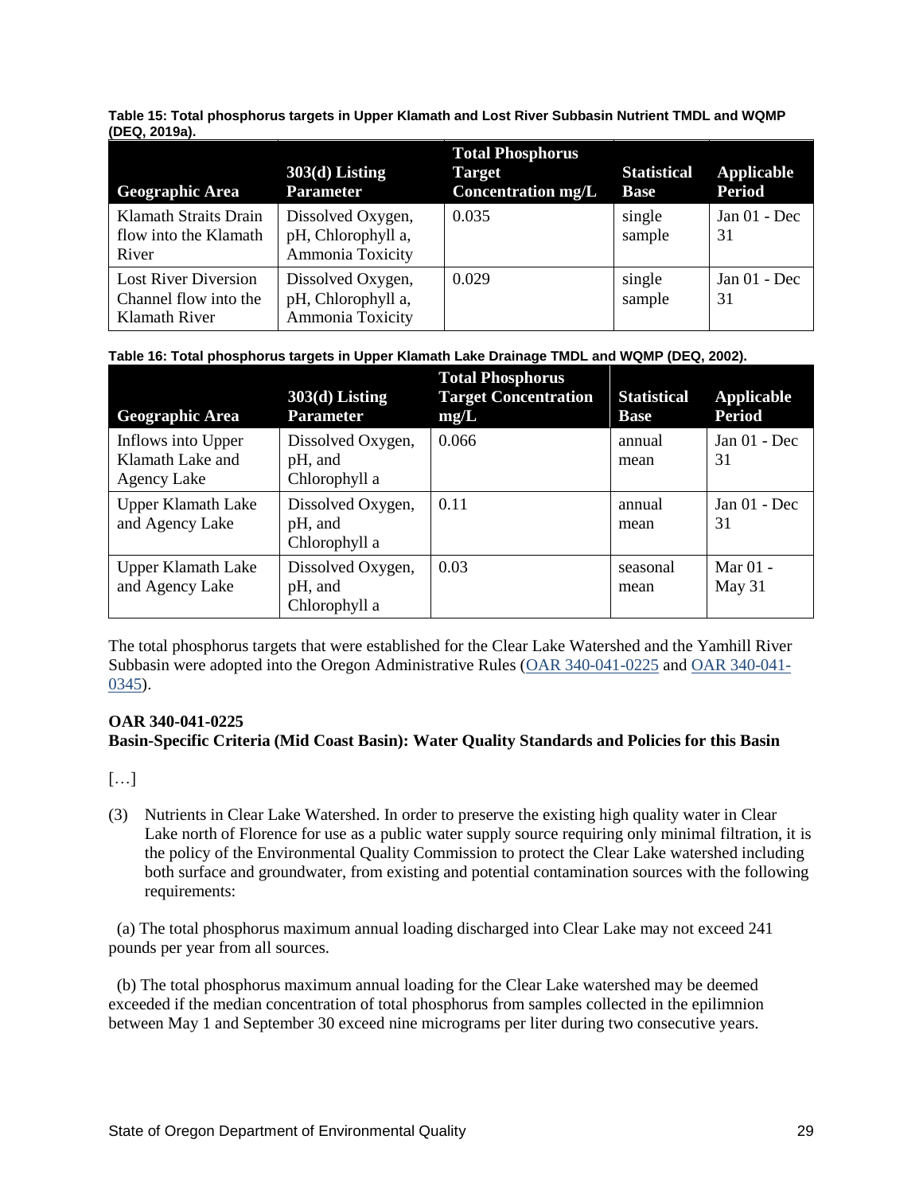**Table 15: Total phosphorus targets in Upper Klamath and Lost River Subbasin Nutrient TMDL and WQMP (DEQ, 2019a).**

| Geographic Area | 303(d) Listing Parameter | Total Phosphorus Target Concentration mg/L | Statistical Base | Applicable Period |
|---|---|---|---|---|
| Klamath Straits Drain flow into the Klamath River | Dissolved Oxygen, pH, Chlorophyll a, Ammonia Toxicity | 0.035 | single sample | Jan 01 - Dec 31 |
| Lost River Diversion Channel flow into the Klamath River | Dissolved Oxygen, pH, Chlorophyll a, Ammonia Toxicity | 0.029 | single sample | Jan 01 - Dec 31 |

**Table 16: Total phosphorus targets in Upper Klamath Lake Drainage TMDL and WQMP (DEQ, 2002).**

| Geographic Area | 303(d) Listing Parameter | Total Phosphorus Target Concentration mg/L | Statistical Base | Applicable Period |
|---|---|---|---|---|
| Inflows into Upper Klamath Lake and Agency Lake | Dissolved Oxygen, pH, and Chlorophyll a | 0.066 | annual mean | Jan 01 - Dec 31 |
| Upper Klamath Lake and Agency Lake | Dissolved Oxygen, pH, and Chlorophyll a | 0.11 | annual mean | Jan 01 - Dec 31 |
| Upper Klamath Lake and Agency Lake | Dissolved Oxygen, pH, and Chlorophyll a | 0.03 | seasonal mean | Mar 01 - May 31 |

The total phosphorus targets that were established for the Clear Lake Watershed and the Yamhill River Subbasin were adopted into the Oregon Administrative Rules (OAR 340-041-0225 and OAR 340-041-0345).

**OAR 340-041-0225**
**Basin-Specific Criteria (Mid Coast Basin): Water Quality Standards and Policies for this Basin**

[…]

(3) Nutrients in Clear Lake Watershed. In order to preserve the existing high quality water in Clear Lake north of Florence for use as a public water supply source requiring only minimal filtration, it is the policy of the Environmental Quality Commission to protect the Clear Lake watershed including both surface and groundwater, from existing and potential contamination sources with the following requirements:

(a) The total phosphorus maximum annual loading discharged into Clear Lake may not exceed 241 pounds per year from all sources.

(b) The total phosphorus maximum annual loading for the Clear Lake watershed may be deemed exceeded if the median concentration of total phosphorus from samples collected in the epilimnion between May 1 and September 30 exceed nine micrograms per liter during two consecutive years.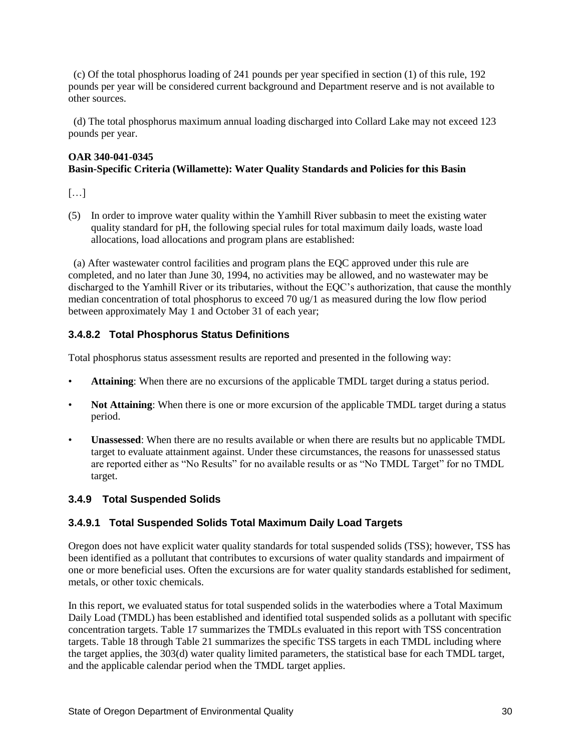(c) Of the total phosphorus loading of 241 pounds per year specified in section (1) of this rule, 192 pounds per year will be considered current background and Department reserve and is not available to other sources.

(d) The total phosphorus maximum annual loading discharged into Collard Lake may not exceed 123 pounds per year.

**OAR 340-041-0345**
**Basin-Specific Criteria (Willamette): Water Quality Standards and Policies for this Basin**

[…]

(5) In order to improve water quality within the Yamhill River subbasin to meet the existing water quality standard for pH, the following special rules for total maximum daily loads, waste load allocations, load allocations and program plans are established:

(a) After wastewater control facilities and program plans the EQC approved under this rule are completed, and no later than June 30, 1994, no activities may be allowed, and no wastewater may be discharged to the Yamhill River or its tributaries, without the EQC's authorization, that cause the monthly median concentration of total phosphorus to exceed 70 ug/1 as measured during the low flow period between approximately May 1 and October 31 of each year;

### 3.4.8.2 Total Phosphorus Status Definitions

Total phosphorus status assessment results are reported and presented in the following way:

- **Attaining**: When there are no excursions of the applicable TMDL target during a status period.
- **Not Attaining**: When there is one or more excursion of the applicable TMDL target during a status period.
- **Unassessed**: When there are no results available or when there are results but no applicable TMDL target to evaluate attainment against. Under these circumstances, the reasons for unassessed status are reported either as "No Results" for no available results or as "No TMDL Target" for no TMDL target.

## 3.4.9 Total Suspended Solids

### 3.4.9.1 Total Suspended Solids Total Maximum Daily Load Targets

Oregon does not have explicit water quality standards for total suspended solids (TSS); however, TSS has been identified as a pollutant that contributes to excursions of water quality standards and impairment of one or more beneficial uses. Often the excursions are for water quality standards established for sediment, metals, or other toxic chemicals.

In this report, we evaluated status for total suspended solids in the waterbodies where a Total Maximum Daily Load (TMDL) has been established and identified total suspended solids as a pollutant with specific concentration targets. Table 17 summarizes the TMDLs evaluated in this report with TSS concentration targets. Table 18 through Table 21 summarizes the specific TSS targets in each TMDL including where the target applies, the 303(d) water quality limited parameters, the statistical base for each TMDL target, and the applicable calendar period when the TMDL target applies.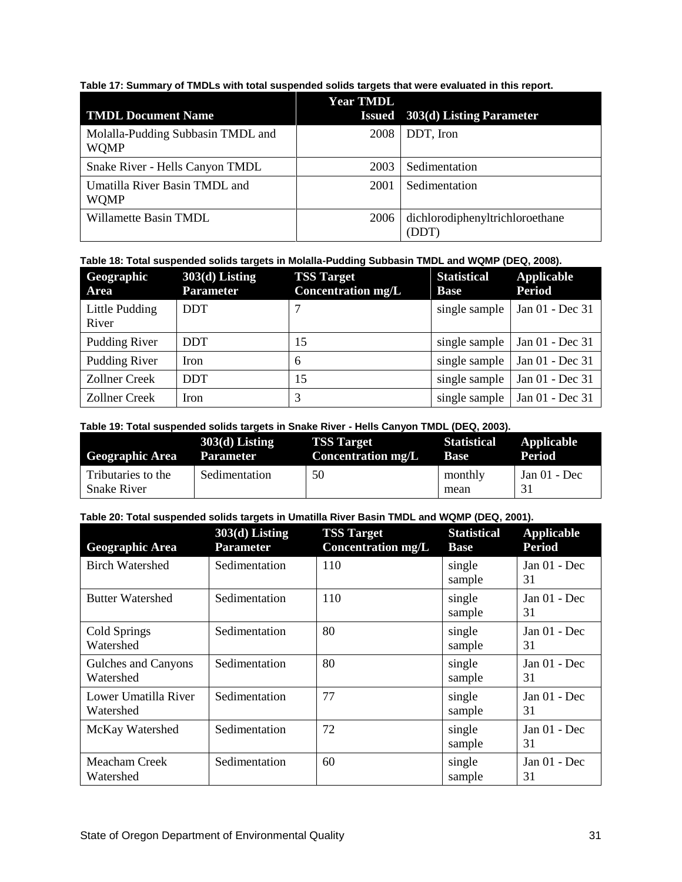**Table 17: Summary of TMDLs with total suspended solids targets that were evaluated in this report.**

| TMDL Document Name | Year TMDL Issued | 303(d) Listing Parameter |
|---|---|---|
| Molalla-Pudding Subbasin TMDL and WQMP | 2008 | DDT, Iron |
| Snake River - Hells Canyon TMDL | 2003 | Sedimentation |
| Umatilla River Basin TMDL and WQMP | 2001 | Sedimentation |
| Willamette Basin TMDL | 2006 | dichlorodiphenyltrichloroethane (DDT) |

**Table 18: Total suspended solids targets in Molalla-Pudding Subbasin TMDL and WQMP (DEQ, 2008).**

| Geographic Area | 303(d) Listing Parameter | TSS Target Concentration mg/L | Statistical Base | Applicable Period |
|---|---|---|---|---|
| Little Pudding River | DDT | 7 | single sample | Jan 01 - Dec 31 |
| Pudding River | DDT | 15 | single sample | Jan 01 - Dec 31 |
| Pudding River | Iron | 6 | single sample | Jan 01 - Dec 31 |
| Zollner Creek | DDT | 15 | single sample | Jan 01 - Dec 31 |
| Zollner Creek | Iron | 3 | single sample | Jan 01 - Dec 31 |

**Table 19: Total suspended solids targets in Snake River - Hells Canyon TMDL (DEQ, 2003).**

| Geographic Area | 303(d) Listing Parameter | TSS Target Concentration mg/L | Statistical Base | Applicable Period |
|---|---|---|---|---|
| Tributaries to the Snake River | Sedimentation | 50 | monthly mean | Jan 01 - Dec 31 |

**Table 20: Total suspended solids targets in Umatilla River Basin TMDL and WQMP (DEQ, 2001).**

| Geographic Area | 303(d) Listing Parameter | TSS Target Concentration mg/L | Statistical Base | Applicable Period |
|---|---|---|---|---|
| Birch Watershed | Sedimentation | 110 | single sample | Jan 01 - Dec 31 |
| Butter Watershed | Sedimentation | 110 | single sample | Jan 01 - Dec 31 |
| Cold Springs Watershed | Sedimentation | 80 | single sample | Jan 01 - Dec 31 |
| Gulches and Canyons Watershed | Sedimentation | 80 | single sample | Jan 01 - Dec 31 |
| Lower Umatilla River Watershed | Sedimentation | 77 | single sample | Jan 01 - Dec 31 |
| McKay Watershed | Sedimentation | 72 | single sample | Jan 01 - Dec 31 |
| Meacham Creek Watershed | Sedimentation | 60 | single sample | Jan 01 - Dec 31 |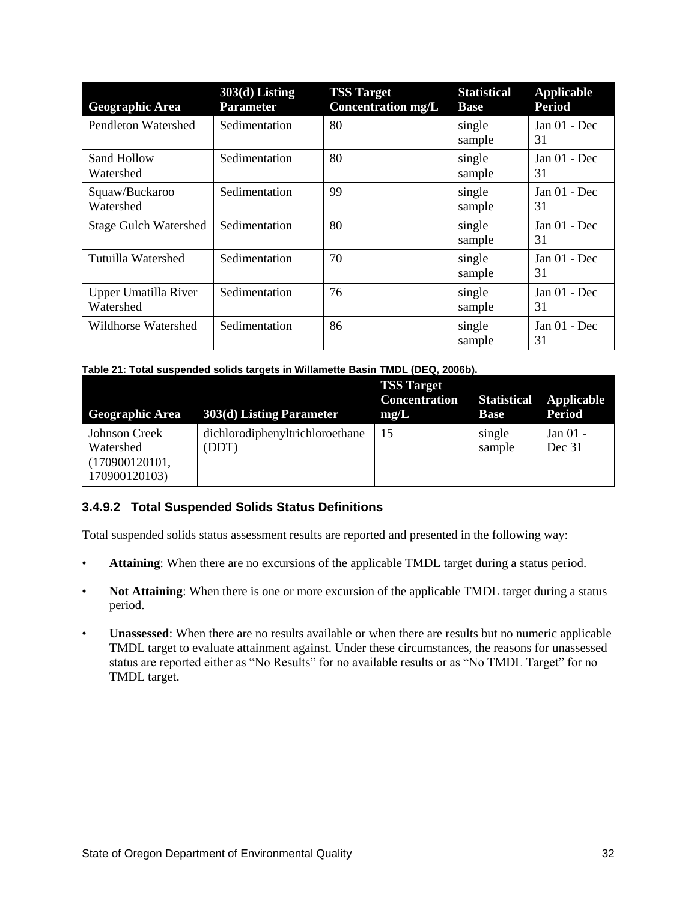| Geographic Area | 303(d) Listing Parameter | TSS Target Concentration mg/L | Statistical Base | Applicable Period |
|---|---|---|---|---|
| Pendleton Watershed | Sedimentation | 80 | single sample | Jan 01 - Dec 31 |
| Sand Hollow Watershed | Sedimentation | 80 | single sample | Jan 01 - Dec 31 |
| Squaw/Buckaroo Watershed | Sedimentation | 99 | single sample | Jan 01 - Dec 31 |
| Stage Gulch Watershed | Sedimentation | 80 | single sample | Jan 01 - Dec 31 |
| Tutuilla Watershed | Sedimentation | 70 | single sample | Jan 01 - Dec 31 |
| Upper Umatilla River Watershed | Sedimentation | 76 | single sample | Jan 01 - Dec 31 |
| Wildhorse Watershed | Sedimentation | 86 | single sample | Jan 01 - Dec 31 |

**Table 21: Total suspended solids targets in Willamette Basin TMDL (DEQ, 2006b).**

| Geographic Area | 303(d) Listing Parameter | TSS Target Concentration mg/L | Statistical Base | Applicable Period |
|---|---|---|---|---|
| Johnson Creek Watershed (170900120101, 170900120103) | dichlorodiphenyltrichloroethane (DDT) | 15 | single sample | Jan 01 - Dec 31 |

### 3.4.9.2 Total Suspended Solids Status Definitions

Total suspended solids status assessment results are reported and presented in the following way:

- **Attaining**: When there are no excursions of the applicable TMDL target during a status period.
- **Not Attaining**: When there is one or more excursion of the applicable TMDL target during a status period.
- **Unassessed**: When there are no results available or when there are results but no numeric applicable TMDL target to evaluate attainment against. Under these circumstances, the reasons for unassessed status are reported either as "No Results" for no available results or as "No TMDL Target" for no TMDL target.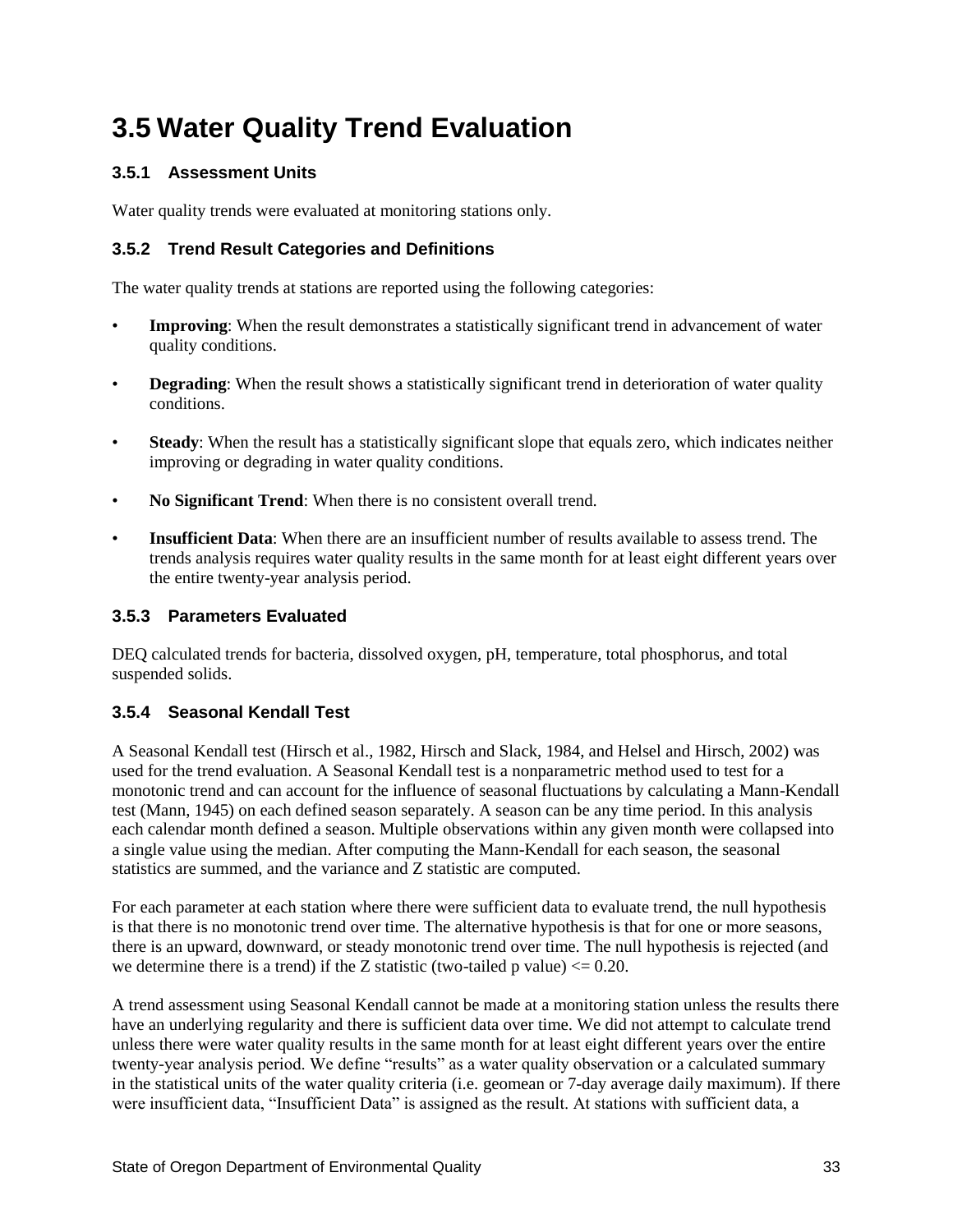# 3.5 Water Quality Trend Evaluation

### 3.5.1 Assessment Units

Water quality trends were evaluated at monitoring stations only.

### 3.5.2 Trend Result Categories and Definitions

The water quality trends at stations are reported using the following categories:

- **Improving**: When the result demonstrates a statistically significant trend in advancement of water quality conditions.
- **Degrading**: When the result shows a statistically significant trend in deterioration of water quality conditions.
- **Steady**: When the result has a statistically significant slope that equals zero, which indicates neither improving or degrading in water quality conditions.
- **No Significant Trend**: When there is no consistent overall trend.
- **Insufficient Data**: When there are an insufficient number of results available to assess trend. The trends analysis requires water quality results in the same month for at least eight different years over the entire twenty-year analysis period.

### 3.5.3 Parameters Evaluated

DEQ calculated trends for bacteria, dissolved oxygen, pH, temperature, total phosphorus, and total suspended solids.

### 3.5.4 Seasonal Kendall Test

A Seasonal Kendall test (Hirsch et al., 1982, Hirsch and Slack, 1984, and Helsel and Hirsch, 2002) was used for the trend evaluation. A Seasonal Kendall test is a nonparametric method used to test for a monotonic trend and can account for the influence of seasonal fluctuations by calculating a Mann-Kendall test (Mann, 1945) on each defined season separately. A season can be any time period. In this analysis each calendar month defined a season. Multiple observations within any given month were collapsed into a single value using the median. After computing the Mann-Kendall for each season, the seasonal statistics are summed, and the variance and Z statistic are computed.

For each parameter at each station where there were sufficient data to evaluate trend, the null hypothesis is that there is no monotonic trend over time. The alternative hypothesis is that for one or more seasons, there is an upward, downward, or steady monotonic trend over time. The null hypothesis is rejected (and we determine there is a trend) if the Z statistic (two-tailed p value) $\leq 0.20$.

A trend assessment using Seasonal Kendall cannot be made at a monitoring station unless the results there have an underlying regularity and there is sufficient data over time. We did not attempt to calculate trend unless there were water quality results in the same month for at least eight different years over the entire twenty-year analysis period. We define "results" as a water quality observation or a calculated summary in the statistical units of the water quality criteria (i.e. geomean or 7-day average daily maximum). If there were insufficient data, "Insufficient Data" is assigned as the result. At stations with sufficient data, a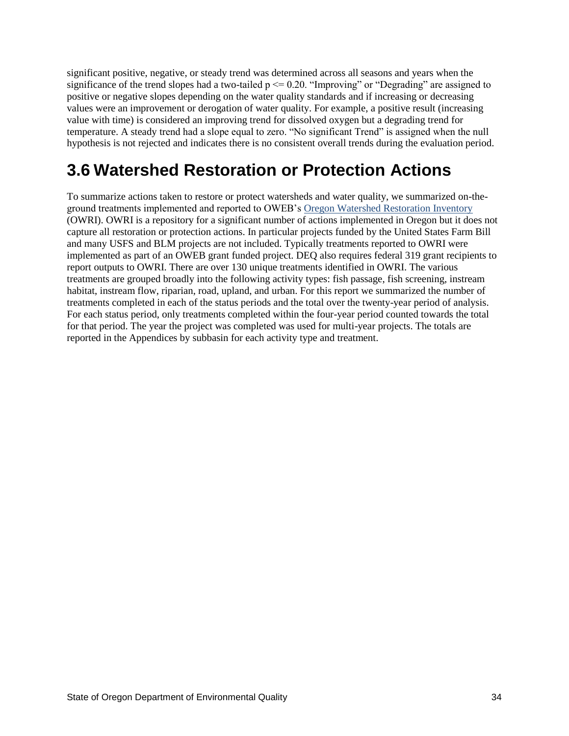significant positive, negative, or steady trend was determined across all seasons and years when the significance of the trend slopes had a two-tailed $p \le 0.20$. "Improving" or "Degrading" are assigned to positive or negative slopes depending on the water quality standards and if increasing or decreasing values were an improvement or derogation of water quality. For example, a positive result (increasing value with time) is considered an improving trend for dissolved oxygen but a degrading trend for temperature. A steady trend had a slope equal to zero. "No significant Trend" is assigned when the null hypothesis is not rejected and indicates there is no consistent overall trends during the evaluation period.

# 3.6 Watershed Restoration or Protection Actions

To summarize actions taken to restore or protect watersheds and water quality, we summarized on-the-ground treatments implemented and reported to OWEB's Oregon Watershed Restoration Inventory (OWRI). OWRI is a repository for a significant number of actions implemented in Oregon but it does not capture all restoration or protection actions. In particular projects funded by the United States Farm Bill and many USFS and BLM projects are not included. Typically treatments reported to OWRI were implemented as part of an OWEB grant funded project. DEQ also requires federal 319 grant recipients to report outputs to OWRI. There are over 130 unique treatments identified in OWRI. The various treatments are grouped broadly into the following activity types: fish passage, fish screening, instream habitat, instream flow, riparian, road, upland, and urban. For this report we summarized the number of treatments completed in each of the status periods and the total over the twenty-year period of analysis. For each status period, only treatments completed within the four-year period counted towards the total for that period. The year the project was completed was used for multi-year projects. The totals are reported in the Appendices by subbasin for each activity type and treatment.